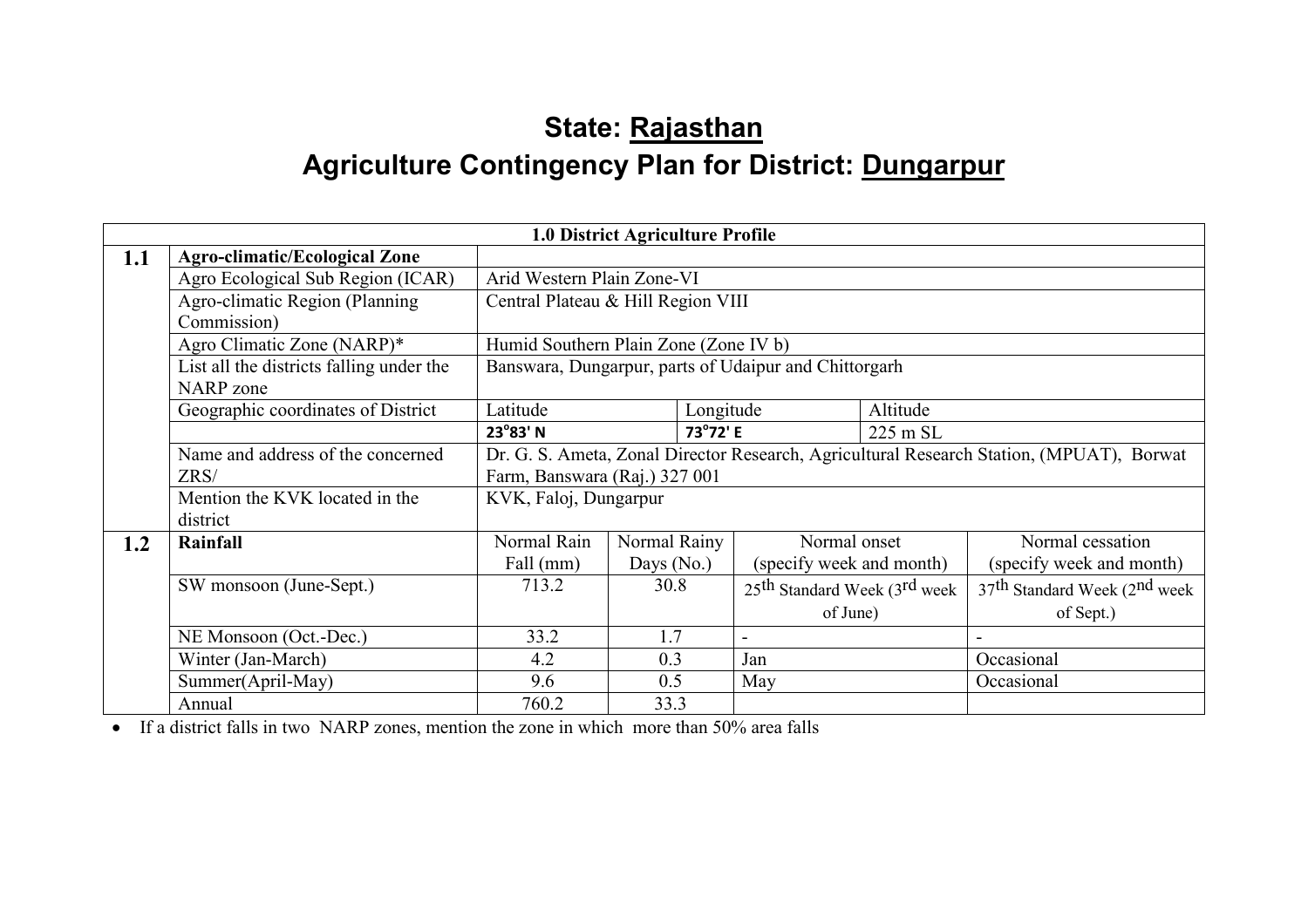# State: Rajasthan

# Agriculture Contingency Plan for District: Dungarpur

| 1.0 District Agriculture Profile | | | | | | |
|---|---|---|---|---|---|---|
| **1.1** | **Agro-climatic/Ecological Zone** | | | | | |
| | Agro Ecological Sub Region (ICAR) | Arid Western Plain Zone-VI | | | | |
| | Agro-climatic Region (Planning Commission) | Central Plateau & Hill Region VIII | | | | |
| | Agro Climatic Zone (NARP)* | Humid Southern Plain Zone (Zone IV b) | | | | |
| | List all the districts falling under the NARP zone | Banswara, Dungarpur, parts of Udaipur and Chittorgarh | | | | |
| | Geographic coordinates of District | Latitude | | Longitude | Altitude | |
| | | **23°83' N** | | **73°72' E** | 225 m SL | |
| | Name and address of the concerned ZRS/ | Dr. G. S. Ameta, Zonal Director Research, Agricultural Research Station, (MPUAT), Borwat Farm, Banswara (Raj.) 327 001 | | | | |
| | Mention the KVK located in the district | KVK, Faloj, Dungarpur | | | | |
| **1.2** | **Rainfall** | Normal Rain Fall (mm) | Normal Rainy Days (No.) | Normal onset (specify week and month) | | Normal cessation (specify week and month) |
| | SW monsoon (June-Sept.) | 713.2 | 30.8 | 25th Standard Week (3rd week of June) | | 37th Standard Week (2nd week of Sept.) |
| | NE Monsoon (Oct.-Dec.) | 33.2 | 1.7 | - | | - |
| | Winter (Jan-March) | 4.2 | 0.3 | Jan | | Occasional |
| | Summer(April-May) | 9.6 | 0.5 | May | | Occasional |
| | Annual | 760.2 | 33.3 | | | |

- If a district falls in two NARP zones, mention the zone in which more than 50% area falls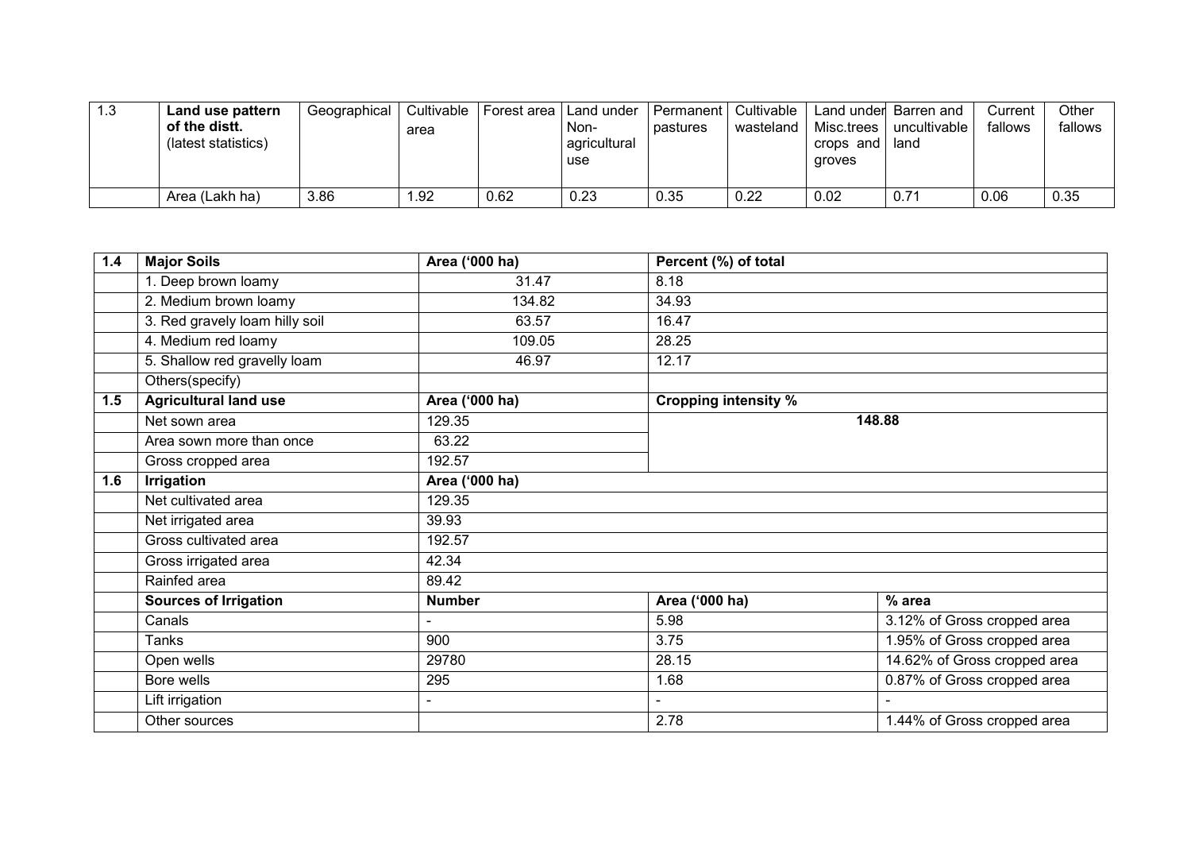| 1.3 | **Land use pattern of the distt.** (latest statistics) | Geographical | Cultivable area | Forest area | Land under Non-agricultural use | Permanent pastures | Cultivable wasteland | Land under Misc.trees crops and groves | Barren and uncultivable land | Current fallows | Other fallows |
|---|---|---|---|---|---|---|---|---|---|---|---|
| | Area (Lakh ha) | 3.86 | 1.92 | 0.62 | 0.23 | 0.35 | 0.22 | 0.02 | 0.71 | 0.06 | 0.35 |

| **1.4** | **Major Soils** | **Area ('000 ha)** | **Percent (%) of total** | |
|---|---|---|---|---|
| | 1. Deep brown loamy | 31.47 | 8.18 | |
| | 2. Medium brown loamy | 134.82 | 34.93 | |
| | 3. Red gravely loam hilly soil | 63.57 | 16.47 | |
| | 4. Medium red loamy | 109.05 | 28.25 | |
| | 5. Shallow red gravelly loam | 46.97 | 12.17 | |
| | Others(specify) | | | |
| **1.5** | **Agricultural land use** | **Area ('000 ha)** | **Cropping intensity %** | |
| | Net sown area | 129.35 | **148.88** | |
| | Area sown more than once | 63.22 | | |
| | Gross cropped area | 192.57 | | |
| **1.6** | **Irrigation** | **Area ('000 ha)** | | |
| | Net cultivated area | 129.35 | | |
| | Net irrigated area | 39.93 | | |
| | Gross cultivated area | 192.57 | | |
| | Gross irrigated area | 42.34 | | |
| | Rainfed area | 89.42 | | |
| | **Sources of Irrigation** | **Number** | **Area ('000 ha)** | **% area** |
| | Canals | - | 5.98 | 3.12% of Gross cropped area |
| | Tanks | 900 | 3.75 | 1.95% of Gross cropped area |
| | Open wells | 29780 | 28.15 | 14.62% of Gross cropped area |
| | Bore wells | 295 | 1.68 | 0.87% of Gross cropped area |
| | Lift irrigation | - | - | - |
| | Other sources | | 2.78 | 1.44% of Gross cropped area |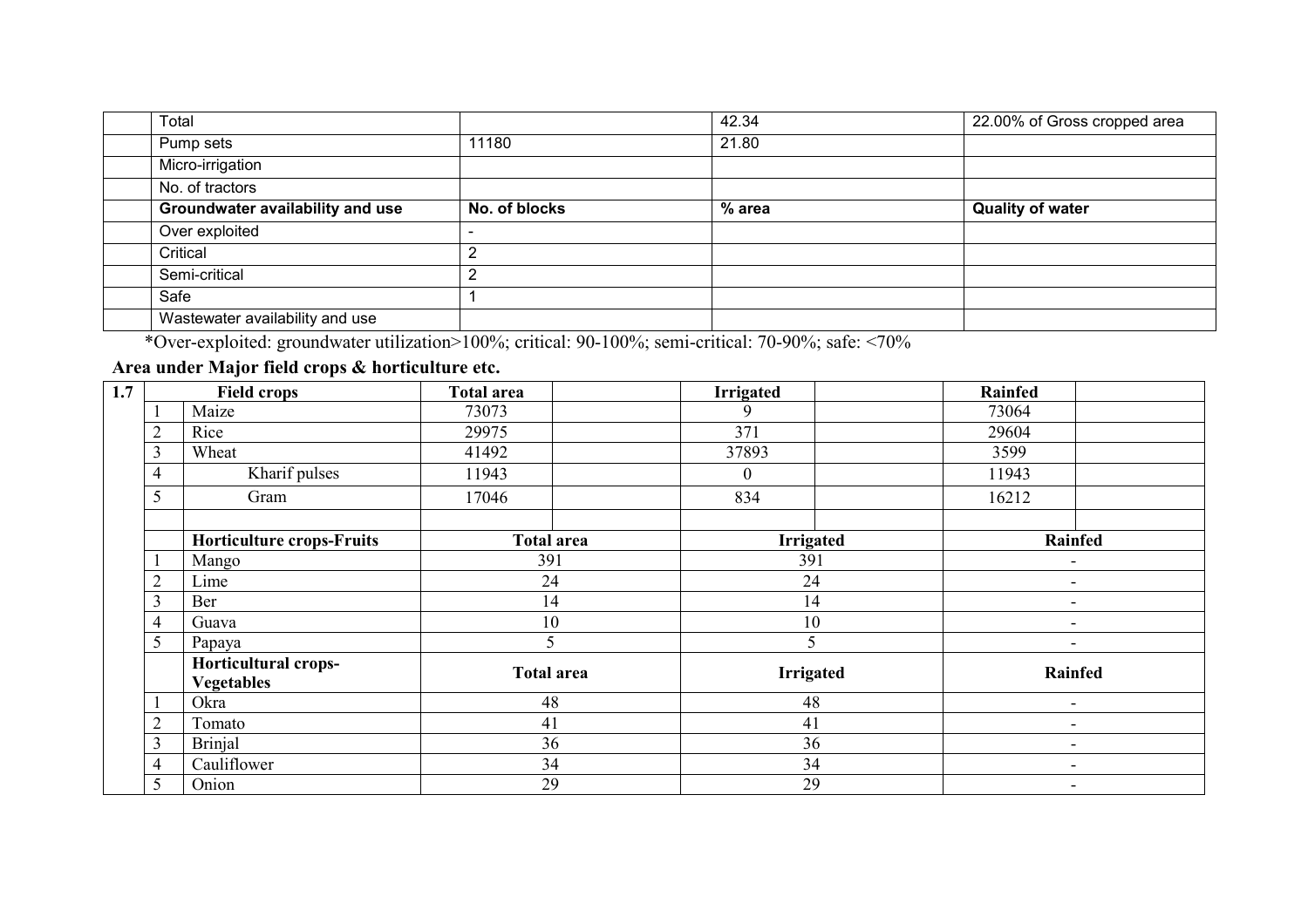| | | | | |
|---|---|---|---|---|
| | Total | | 42.34 | 22.00% of Gross cropped area |
| | Pump sets | 11180 | 21.80 | |
| | Micro-irrigation | | | |
| | No. of tractors | | | |
| | **Groundwater availability and use** | **No. of blocks** | **% area** | **Quality of water** |
| | Over exploited | - | | |
| | Critical | 2 | | |
| | Semi-critical | 2 | | |
| | Safe | 1 | | |
| | Wastewater availability and use | | | |

*Over-exploited: groundwater utilization>100%; critical: 90-100%; semi-critical: 70-90%; safe: <70%

**Area under Major field crops & horticulture etc.**

| 1.7 | | **Field crops** | **Total area** | | **Irrigated** | | **Rainfed** | |
|---|---|---|---|---|---|---|---|---|
| | 1 | Maize | 73073 | | 9 | | 73064 | |
| | 2 | Rice | 29975 | | 371 | | 29604 | |
| | 3 | Wheat | 41492 | | 37893 | | 3599 | |
| | 4 | Kharif pulses | 11943 | | 0 | | 11943 | |
| | 5 | Gram | 17046 | | 834 | | 16212 | |
| | | | | | | | | |
| | | **Horticulture crops-Fruits** | **Total area** | | **Irrigated** | | **Rainfed** | |
| | 1 | Mango | 391 | | 391 | | - | |
| | 2 | Lime | 24 | | 24 | | - | |
| | 3 | Ber | 14 | | 14 | | - | |
| | 4 | Guava | 10 | | 10 | | - | |
| | 5 | Papaya | 5 | | 5 | | - | |
| | | **Horticultural crops-Vegetables** | **Total area** | | **Irrigated** | | **Rainfed** | |
| | 1 | Okra | 48 | | 48 | | - | |
| | 2 | Tomato | 41 | | 41 | | - | |
| | 3 | Brinjal | 36 | | 36 | | - | |
| | 4 | Cauliflower | 34 | | 34 | | - | |
| | 5 | Onion | 29 | | 29 | | - | |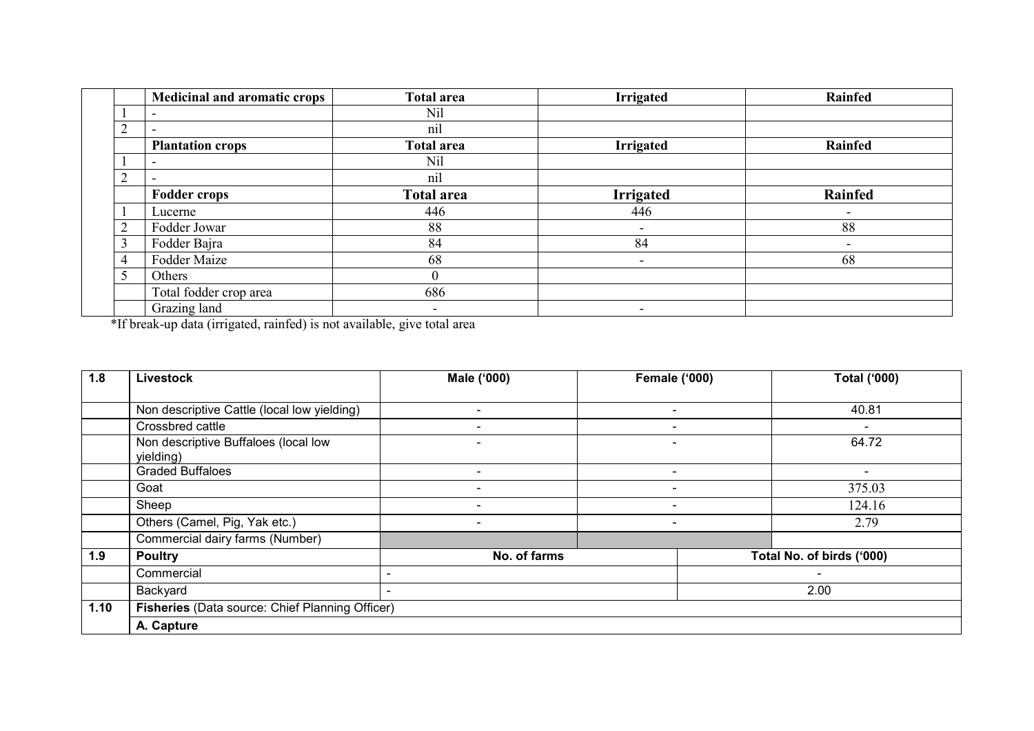| | | Medicinal and aromatic crops | Total area | Irrigated | Rainfed |
|---|---|---|---|---|---|
| | 1 | - | Nil | | |
| | 2 | - | nil | | |
| | | **Plantation crops** | **Total area** | **Irrigated** | **Rainfed** |
| | 1 | - | Nil | | |
| | 2 | - | nil | | |
| | | **Fodder crops** | **Total area** | **Irrigated** | **Rainfed** |
| | 1 | Lucerne | 446 | 446 | - |
| | 2 | Fodder Jowar | 88 | - | 88 |
| | 3 | Fodder Bajra | 84 | 84 | - |
| | 4 | Fodder Maize | 68 | - | 68 |
| | 5 | Others | 0 | | |
| | | Total fodder crop area | 686 | | |
| | | Grazing land | - | - | |

*If break-up data (irrigated, rainfed) is not available, give total area

| 1.8 | Livestock | Male ('000) | Female ('000) | Total ('000) |
|---|---|---|---|---|
| | Non descriptive Cattle (local low yielding) | - | - | 40.81 |
| | Crossbred cattle | - | - | - |
| | Non descriptive Buffaloes (local low yielding) | - | - | 64.72 |
| | Graded Buffaloes | - | - | - |
| | Goat | - | - | 375.03 |
| | Sheep | - | - | 124.16 |
| | Others (Camel, Pig, Yak etc.) | - | - | 2.79 |
| | Commercial dairy farms (Number) | | | |
| **1.9** | **Poultry** | **No. of farms** | | **Total No. of birds ('000)** |
| | Commercial | - | | - |
| | Backyard | - | | 2.00 |
| **1.10** | **Fisheries** (Data source: Chief Planning Officer) | | | |
| | **A. Capture** | | | |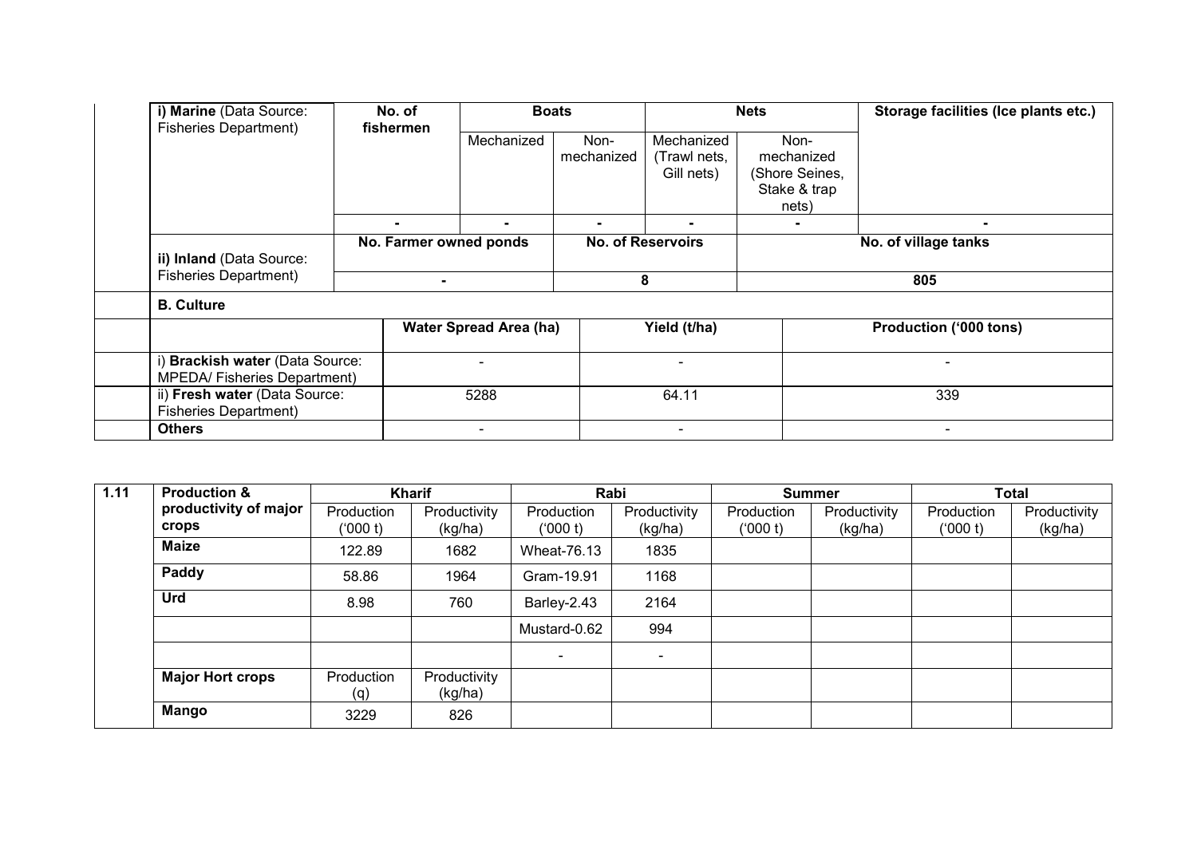| i) **Marine** (Data Source: Fisheries Department) | No. of fishermen | Boats | | Nets | | Storage facilities (Ice plants etc.) |
|---|---|---|---|---|---|---|
| | | Mechanized | Non-mechanized | Mechanized (Trawl nets, Gill nets) | Non-mechanized (Shore Seines, Stake & trap nets) | |
| | - | - | - | - | - | - |
| ii) **Inland** (Data Source: Fisheries Department) | No. Farmer owned ponds | | No. of Reservoirs | | No. of village tanks | |
| | - | | 8 | | 805 | |

| **B. Culture** | | | |
|---|---|---|---|
| | **Water Spread Area (ha)** | **Yield (t/ha)** | **Production ('000 tons)** |
| i) **Brackish water** (Data Source: MPEDA/ Fisheries Department) | - | - | - |
| ii) **Fresh water** (Data Source: Fisheries Department) | 5288 | 64.11 | 339 |
| **Others** | - | - | - |

| 1.11 | **Production & productivity of major crops** | **Kharif** | | **Rabi** | | **Summer** | | **Total** | |
|---|---|---|---|---|---|---|---|---|---|
| | | Production ('000 t) | Productivity (kg/ha) | Production ('000 t) | Productivity (kg/ha) | Production ('000 t) | Productivity (kg/ha) | Production ('000 t) | Productivity (kg/ha) |
| | **Maize** | 122.89 | 1682 | Wheat-76.13 | 1835 | | | | |
| | **Paddy** | 58.86 | 1964 | Gram-19.91 | 1168 | | | | |
| | **Urd** | 8.98 | 760 | Barley-2.43 | 2164 | | | | |
| | | | | Mustard-0.62 | 994 | | | | |
| | | | | - | - | | | | |
| | **Major Hort crops** | Production (q) | Productivity (kg/ha) | | | | | | |
| | **Mango** | 3229 | 826 | | | | | | |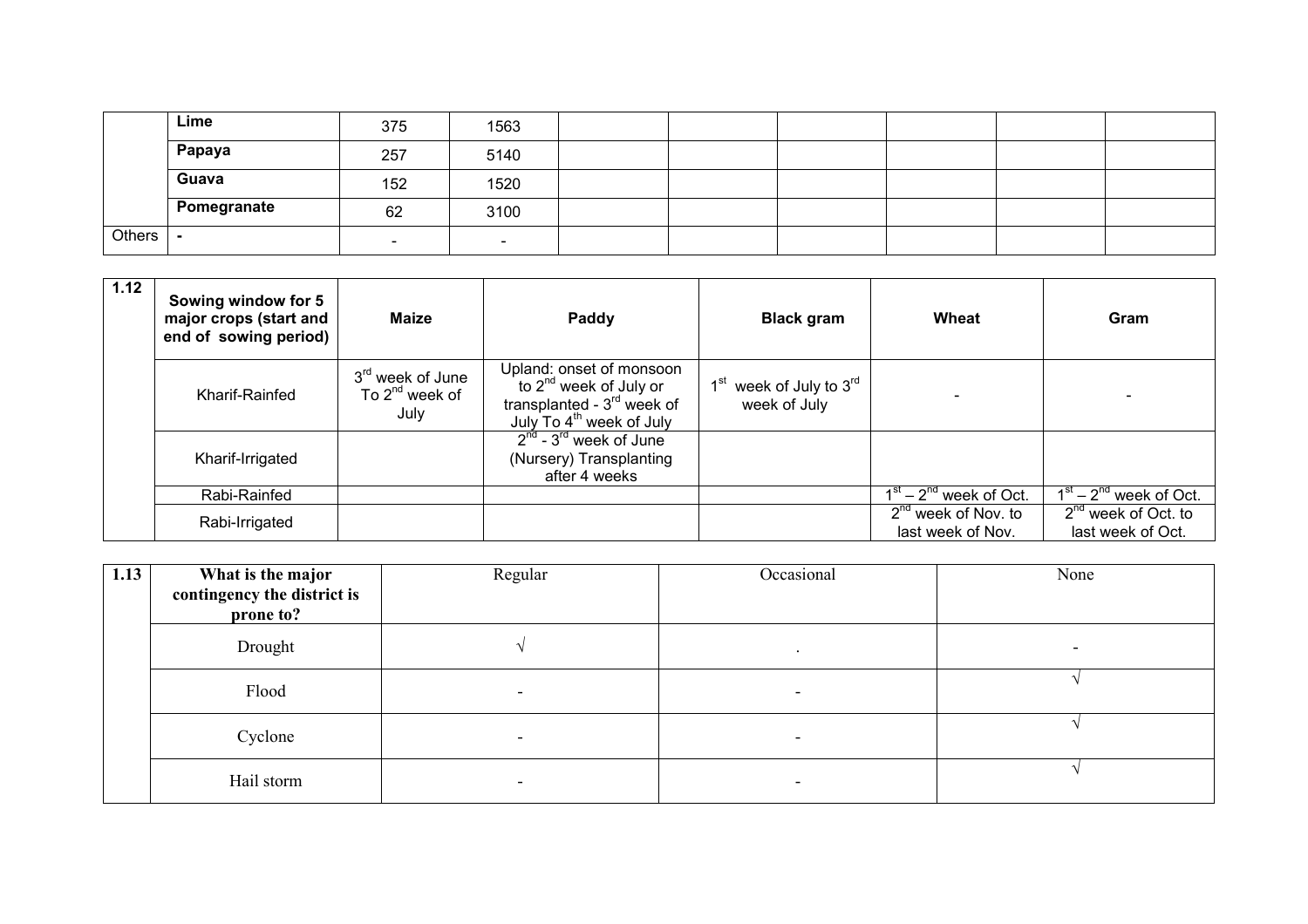| | | | | | | | | | |
|---|---|---|---|---|---|---|---|---|---|
| | **Lime** | 375 | 1563 | | | | | | |
| | **Papaya** | 257 | 5140 | | | | | | |
| | **Guava** | 152 | 1520 | | | | | | |
| | **Pomegranate** | 62 | 3100 | | | | | | |
| Others | **-** | - | - | | | | | | |

| 1.12 | Sowing window for 5 major crops (start and end of sowing period) | Maize | Paddy | Black gram | Wheat | Gram |
|---|---|---|---|---|---|---|
| | Kharif-Rainfed | 3rd week of June To 2nd week of July | Upland: onset of monsoon to 2nd week of July or transplanted - 3rd week of July To 4th week of July | 1st week of July to 3rd week of July | - | - |
| | Kharif-Irrigated | | 2nd - 3rd week of June (Nursery) Transplanting after 4 weeks | | | |
| | Rabi-Rainfed | | | | 1st – 2nd week of Oct. | 1st – 2nd week of Oct. |
| | Rabi-Irrigated | | | | 2nd week of Nov. to last week of Nov. | 2nd week of Oct. to last week of Oct. |

| 1.13 | What is the major contingency the district is prone to? | Regular | Occasional | None |
|---|---|---|---|---|
| | Drought | √ | . | - |
| | Flood | - | - | √ |
| | Cyclone | - | - | √ |
| | Hail storm | - | - | √ |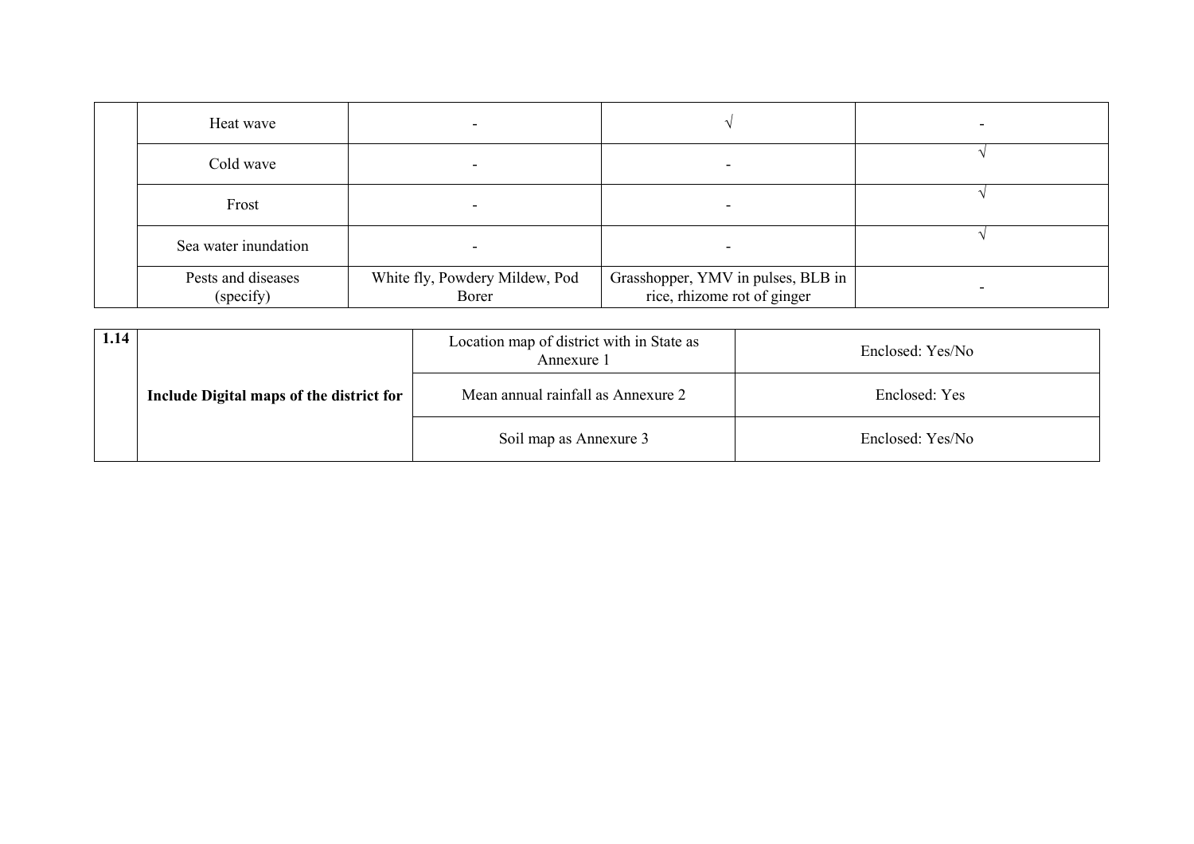| | | | | |
|---|---|---|---|---|
| | Heat wave | - | √ | - |
| | Cold wave | - | - | √ |
| | Frost | - | - | √ |
| | Sea water inundation | - | - | √ |
| | Pests and diseases (specify) | White fly, Powdery Mildew, Pod Borer | Grasshopper, YMV in pulses, BLB in rice, rhizome rot of ginger | - |

| | | | |
|---|---|---|---|
| **1.14** | **Include Digital maps of the district for** | Location map of district with in State as Annexure 1 | Enclosed: Yes/No |
| | | Mean annual rainfall as Annexure 2 | Enclosed: Yes |
| | | Soil map as Annexure 3 | Enclosed: Yes/No |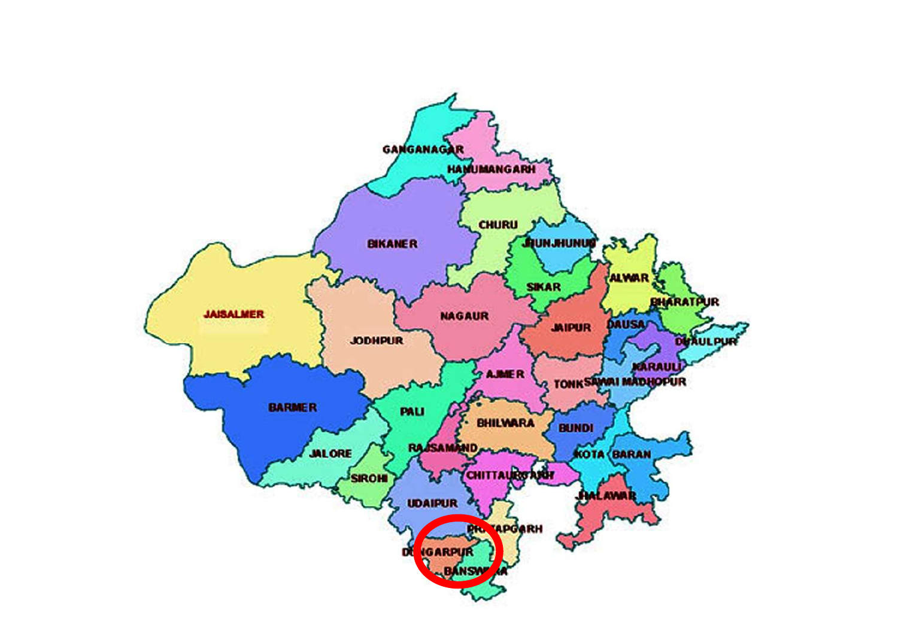GANGANAGAR

HANUMANGARH

CHURU

BIKANER

JHUNJHUNU

SIKAR

ALWAR

BHARATPUR

JAISALMER

JODHPUR

NAGAUR

JAIPUR

DAUSA

DHAULPUR

KARAULI

AJMER

TONK

SAWAI MADHOPUR

BARMER

PALI

BHILWARA

BUNDI

JALORE

RAJSAMAND

KOTA

BARAN

SIROHI

CHITTAURGARH

JHALAWAR

UDAIPUR

PRATAPGARH

DUNGARPUR

BANSWARA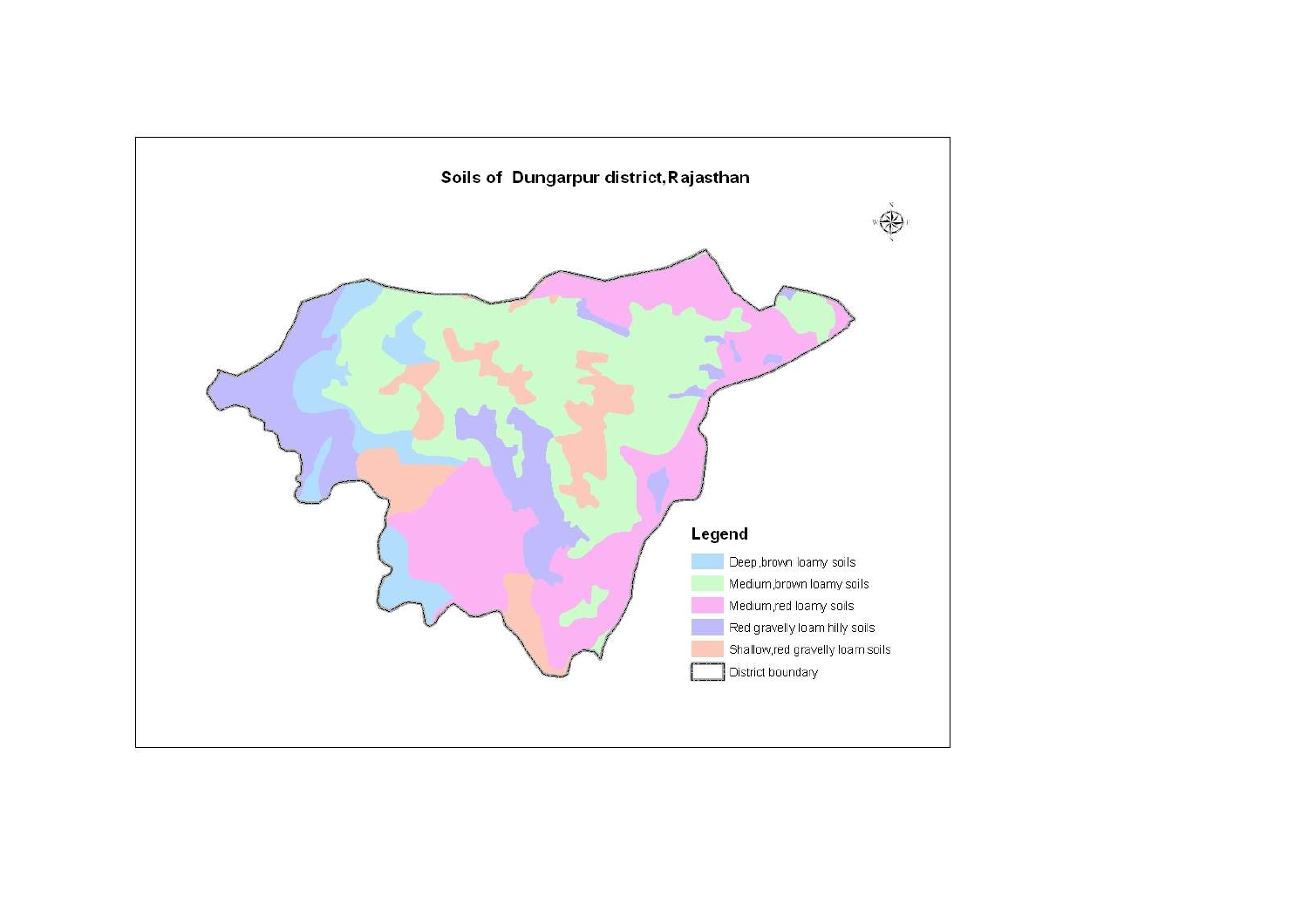## Soils of Dungarpur district, Rajasthan

**Legend**

- Deep, brown loamy soils
- Medium, brown loamy soils
- Medium, red loamy soils
- Red gravelly loam hilly soils
- Shallow, red gravelly loam soils
- District boundary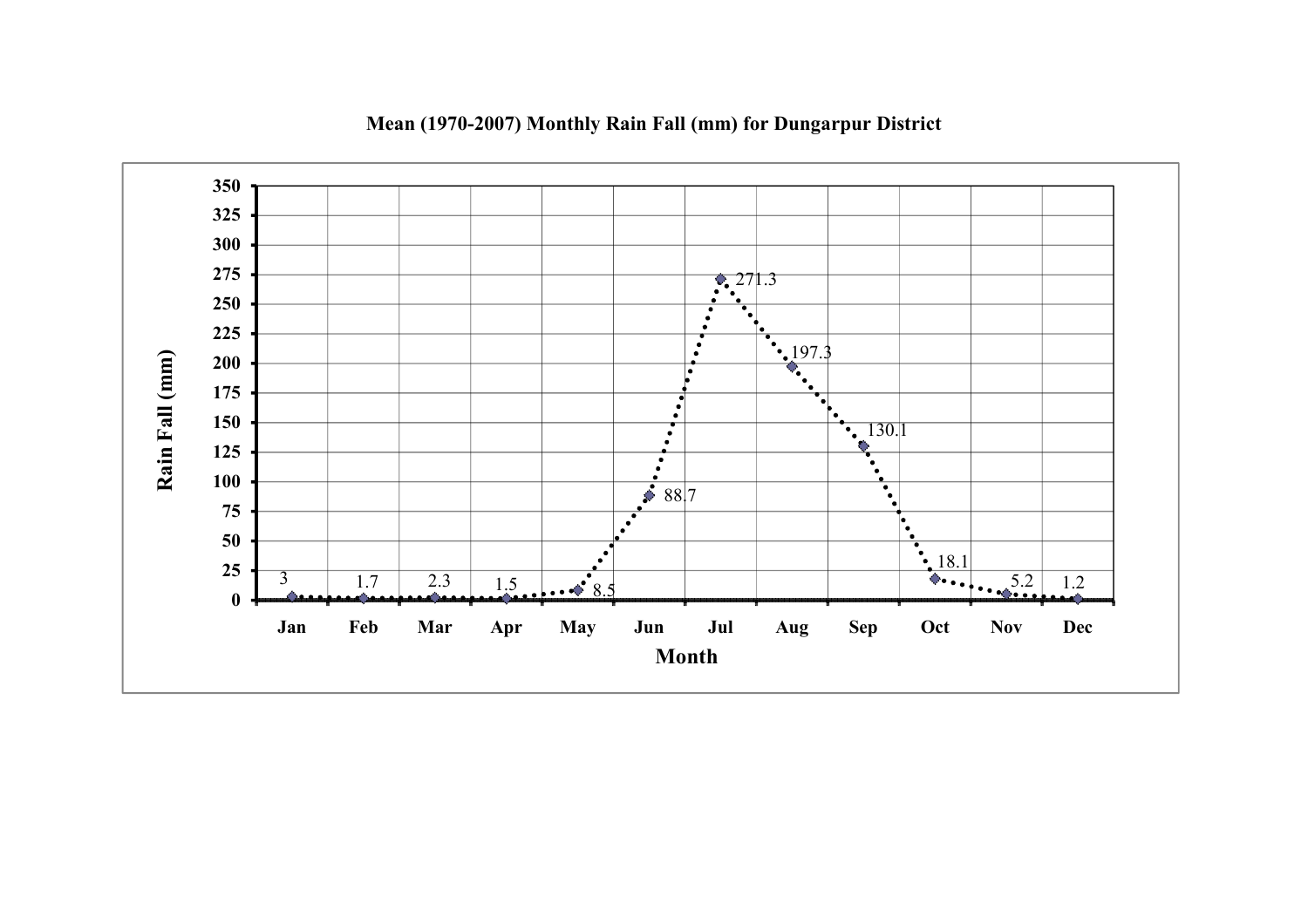**Mean (1970-2007) Monthly Rain Fall (mm) for Dungarpur District**

| Month | Rain Fall (mm) |
|---|---|
| Jan | 3 |
| Feb | 1.7 |
| Mar | 2.3 |
| Apr | 1.5 |
| May | 8.5 |
| Jun | 88.7 |
| Jul | 271.3 |
| Aug | 197.3 |
| Sep | 130.1 |
| Oct | 18.1 |
| Nov | 5.2 |
| Dec | 1.2 |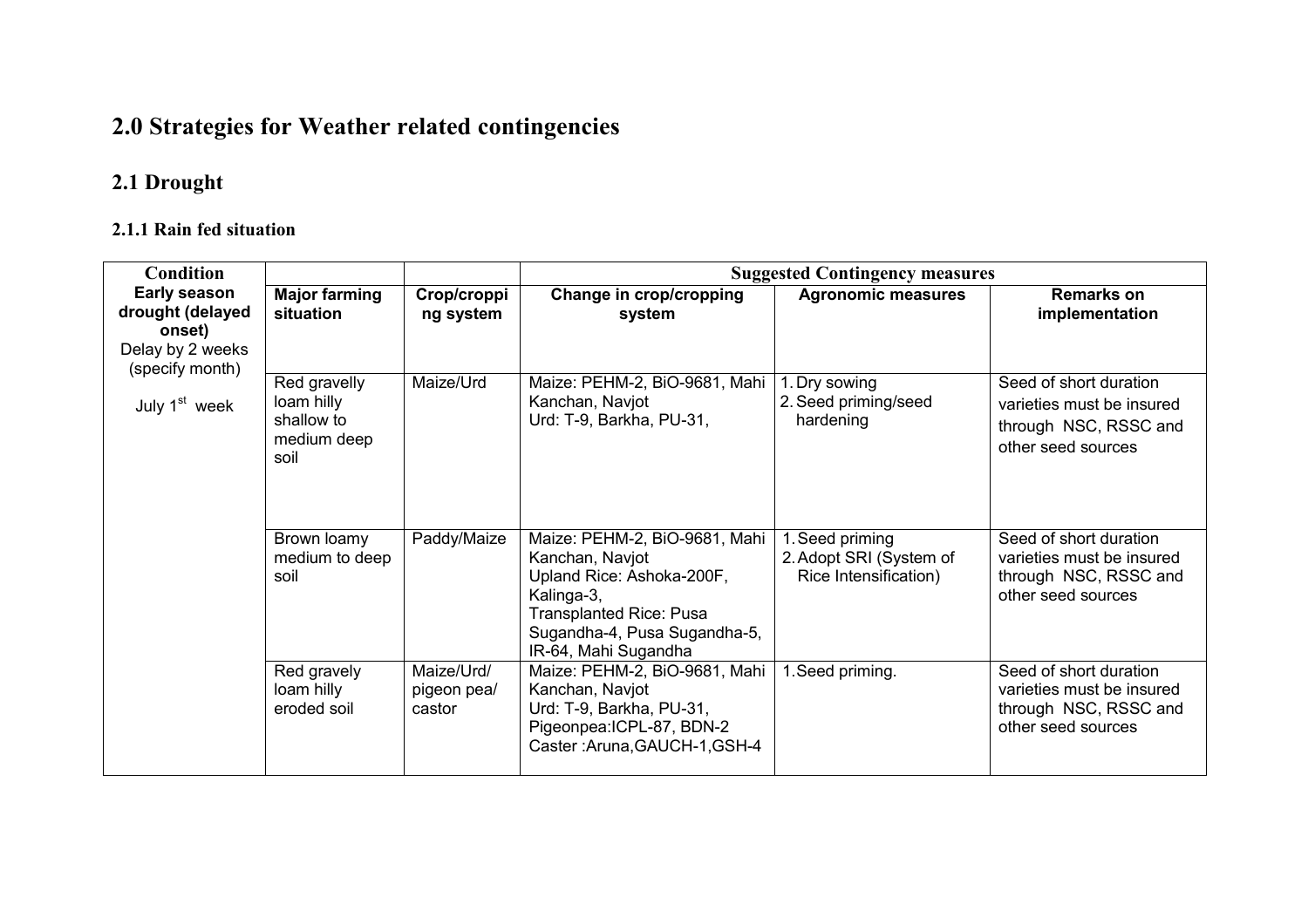# 2.0 Strategies for Weather related contingencies

## 2.1 Drought

### 2.1.1 Rain fed situation

| Condition | | | Suggested Contingency measures | | |
|---|---|---|---|---|---|
| **Early season drought (delayed onset)** Delay by 2 weeks (specify month) July 1st week | **Major farming situation** | **Crop/cropping system** | **Change in crop/cropping system** | **Agronomic measures** | **Remarks on implementation** |
| | Red gravelly loam hilly shallow to medium deep soil | Maize/Urd | Maize: PEHM-2, BiO-9681, Mahi Kanchan, Navjot<br>Urd: T-9, Barkha, PU-31, | 1. Dry sowing<br>2. Seed priming/seed hardening | Seed of short duration varieties must be insured through NSC, RSSC and other seed sources |
| | Brown loamy medium to deep soil | Paddy/Maize | Maize: PEHM-2, BiO-9681, Mahi Kanchan, Navjot<br>Upland Rice: Ashoka-200F, Kalinga-3,<br>Transplanted Rice: Pusa Sugandha-4, Pusa Sugandha-5, IR-64, Mahi Sugandha | 1. Seed priming<br>2. Adopt SRI (System of Rice Intensification) | Seed of short duration varieties must be insured through NSC, RSSC and other seed sources |
| | Red gravely loam hilly eroded soil | Maize/Urd/ pigeon pea/ castor | Maize: PEHM-2, BiO-9681, Mahi Kanchan, Navjot<br>Urd: T-9, Barkha, PU-31,<br>Pigeonpea:ICPL-87, BDN-2<br>Caster :Aruna,GAUCH-1,GSH-4 | 1. Seed priming. | Seed of short duration varieties must be insured through NSC, RSSC and other seed sources |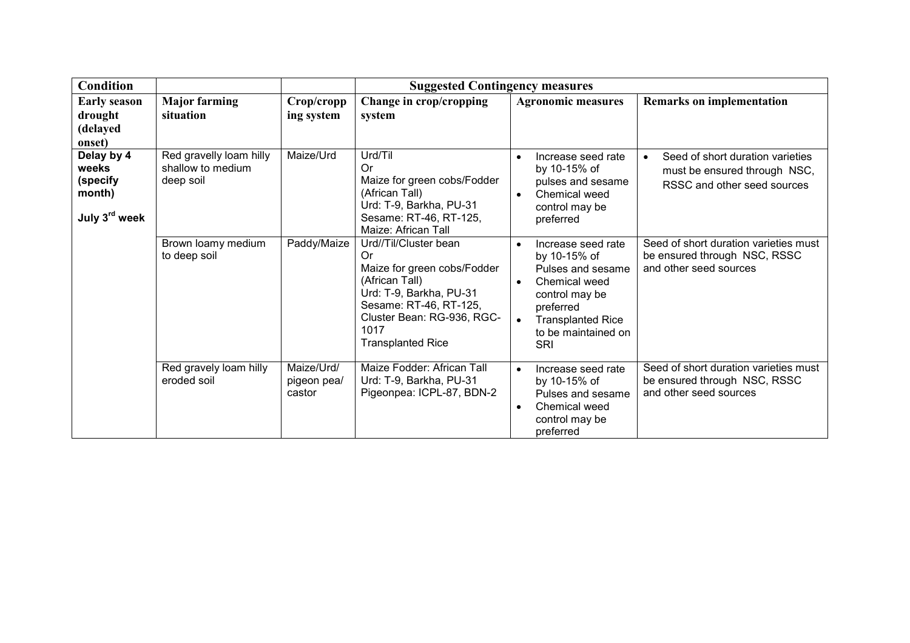| Condition | | | Suggested Contingency measures | | |
|---|---|---|---|---|---|
| **Early season drought (delayed onset)** | **Major farming situation** | **Crop/cropping system** | **Change in crop/cropping system** | **Agronomic measures** | **Remarks on implementation** |
| **Delay by 4 weeks (specify month)**<br><br>**July 3rd week** | Red gravelly loam hilly shallow to medium deep soil | Maize/Urd | Urd/Til<br>Or<br>Maize for green cobs/Fodder (African Tall)<br>Urd: T-9, Barkha, PU-31<br>Sesame: RT-46, RT-125,<br>Maize: African Tall | • Increase seed rate by 10-15% of pulses and sesame<br>• Chemical weed control may be preferred | • Seed of short duration varieties must be ensured through NSC, RSSC and other seed sources |
| | Brown loamy medium to deep soil | Paddy/Maize | Urd//Til/Cluster bean<br>Or<br>Maize for green cobs/Fodder (African Tall)<br>Urd: T-9, Barkha, PU-31<br>Sesame: RT-46, RT-125,<br>Cluster Bean: RG-936, RGC-1017<br>Transplanted Rice | • Increase seed rate by 10-15% of Pulses and sesame<br>• Chemical weed control may be preferred<br>• Transplanted Rice to be maintained on SRI | Seed of short duration varieties must be ensured through NSC, RSSC and other seed sources |
| | Red gravely loam hilly eroded soil | Maize/Urd/ pigeon pea/ castor | Maize Fodder: African Tall<br>Urd: T-9, Barkha, PU-31<br>Pigeonpea: ICPL-87, BDN-2 | • Increase seed rate by 10-15% of Pulses and sesame<br>• Chemical weed control may be preferred | Seed of short duration varieties must be ensured through NSC, RSSC and other seed sources |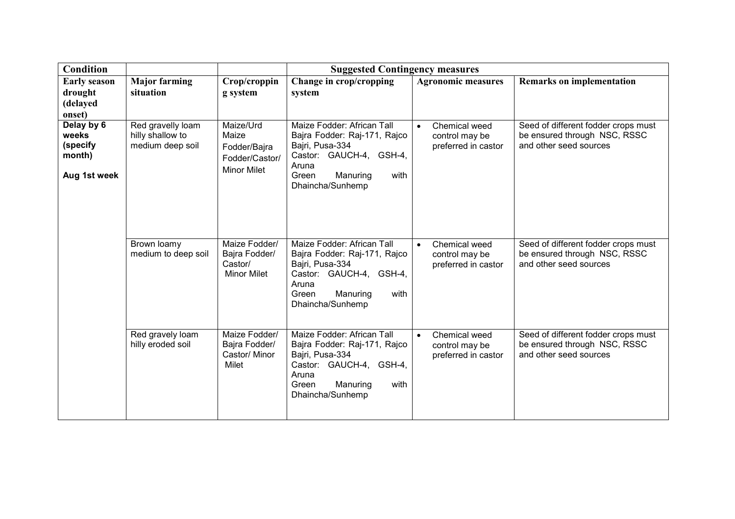| Condition | | | Suggested Contingency measures | | |
|---|---|---|---|---|---|
| **Early season drought (delayed onset)** | **Major farming situation** | **Crop/cropping system** | **Change in crop/cropping system** | **Agronomic measures** | **Remarks on implementation** |
| **Delay by 6 weeks (specify month)**<br><br>**Aug 1st week** | Red gravelly loam hilly shallow to medium deep soil | Maize/Urd Maize Fodder/Bajra Fodder/Castor/ Minor Milet | Maize Fodder: African Tall<br>Bajra Fodder: Raj-171, Rajco Bajri, Pusa-334<br>Castor: GAUCH-4, GSH-4, Aruna<br>Green Manuring with Dhaincha/Sunhemp | • Chemical weed control may be preferred in castor | Seed of different fodder crops must be ensured through NSC, RSSC and other seed sources |
| | Brown loamy medium to deep soil | Maize Fodder/ Bajra Fodder/ Castor/ Minor Milet | Maize Fodder: African Tall<br>Bajra Fodder: Raj-171, Rajco Bajri, Pusa-334<br>Castor: GAUCH-4, GSH-4, Aruna<br>Green Manuring with Dhaincha/Sunhemp | • Chemical weed control may be preferred in castor | Seed of different fodder crops must be ensured through NSC, RSSC and other seed sources |
| | Red gravelly loam hilly eroded soil | Maize Fodder/ Bajra Fodder/ Castor/ Minor Milet | Maize Fodder: African Tall<br>Bajra Fodder: Raj-171, Rajco Bajri, Pusa-334<br>Castor: GAUCH-4, GSH-4, Aruna<br>Green Manuring with Dhaincha/Sunhemp | • Chemical weed control may be preferred in castor | Seed of different fodder crops must be ensured through NSC, RSSC and other seed sources |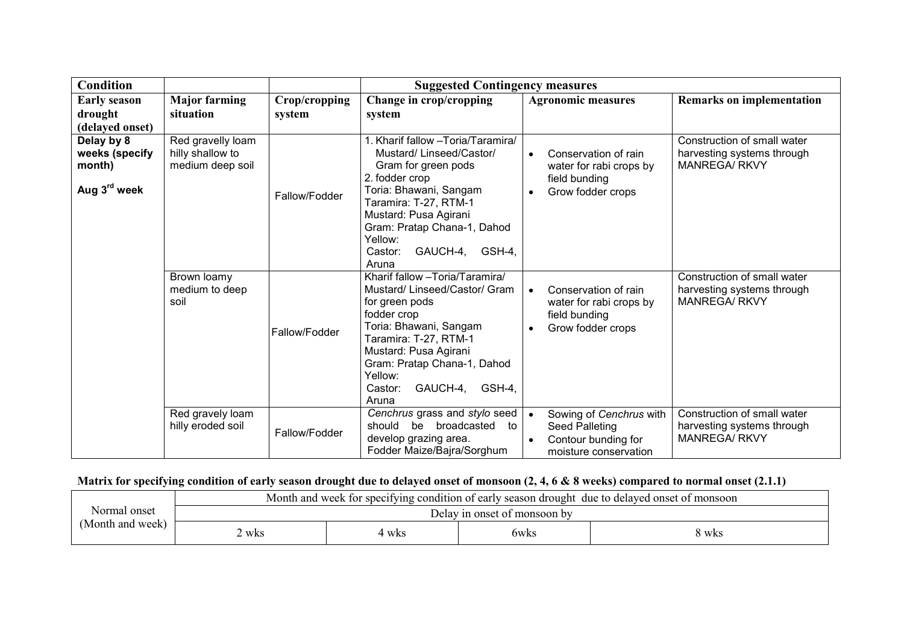| Condition | | | Suggested Contingency measures | | |
|---|---|---|---|---|---|
| **Early season drought (delayed onset)** | **Major farming situation** | **Crop/cropping system** | **Change in crop/cropping system** | **Agronomic measures** | **Remarks on implementation** |
| **Delay by 8 weeks (specify month)**<br><br>**Aug 3rd week** | Red gravelly loam hilly shallow to medium deep soil | Fallow/Fodder | 1. Kharif fallow –Toria/Taramira/ Mustard/ Linseed/Castor/ Gram for green pods<br>2. fodder crop<br>Toria: Bhawani, Sangam<br>Taramira: T-27, RTM-1<br>Mustard: Pusa Agirani<br>Gram: Pratap Chana-1, Dahod Yellow:<br>Castor: GAUCH-4, GSH-4, Aruna | • Conservation of rain water for rabi crops by field bunding<br>• Grow fodder crops | Construction of small water harvesting systems through MANREGA/ RKVY |
| | Brown loamy medium to deep soil | Fallow/Fodder | Kharif fallow –Toria/Taramira/ Mustard/ Linseed/Castor/ Gram for green pods<br>fodder crop<br>Toria: Bhawani, Sangam<br>Taramira: T-27, RTM-1<br>Mustard: Pusa Agirani<br>Gram: Pratap Chana-1, Dahod Yellow:<br>Castor: GAUCH-4, GSH-4, Aruna | • Conservation of rain water for rabi crops by field bunding<br>• Grow fodder crops | Construction of small water harvesting systems through MANREGA/ RKVY |
| | Red gravely loam hilly eroded soil | Fallow/Fodder | *Cenchrus* grass and *stylo* seed should be broadcasted to develop grazing area.<br>Fodder Maize/Bajra/Sorghum | • Sowing of *Cenchrus* with Seed Palleting<br>• Contour bunding for moisture conservation | Construction of small water harvesting systems through MANREGA/ RKVY |

**Matrix for specifying condition of early season drought due to delayed onset of monsoon (2, 4, 6 & 8 weeks) compared to normal onset (2.1.1)**

| Normal onset (Month and week) | Month and week for specifying condition of early season drought due to delayed onset of monsoon | | | |
|---|---|---|---|---|
| | Delay in onset of monsoon by | | | |
| | 2 wks | 4 wks | 6wks | 8 wks |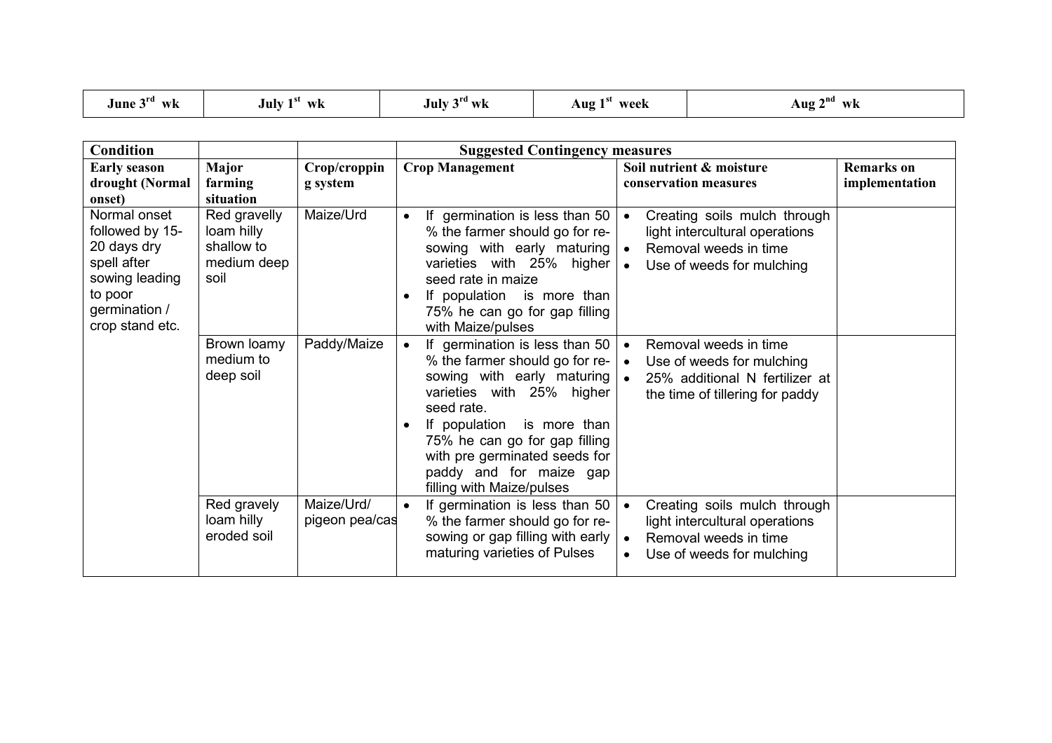| June 3rd wk | July 1st wk | July 3rd wk | Aug 1st week | Aug 2nd wk |
|---|---|---|---|---|

| Condition | | | Suggested Contingency measures | | |
|---|---|---|---|---|---|
| **Early season drought (Normal onset)** | **Major farming situation** | **Crop/cropping system** | **Crop Management** | **Soil nutrient & moisture conservation measures** | **Remarks on implementation** |
| Normal onset followed by 15-20 days dry spell after sowing leading to poor germination / crop stand etc. | Red gravelly loam hilly shallow to medium deep soil | Maize/Urd | • If germination is less than 50 % the farmer should go for re-sowing with early maturing varieties with 25% higher seed rate in maize<br>• If population is more than 75% he can go for gap filling with Maize/pulses | • Creating soils mulch through light intercultural operations<br>• Removal weeds in time<br>• Use of weeds for mulching | |
| | Brown loamy medium to deep soil | Paddy/Maize | • If germination is less than 50 % the farmer should go for re-sowing with early maturing varieties with 25% higher seed rate.<br>• If population is more than 75% he can go for gap filling with pre germinated seeds for paddy and for maize gap filling with Maize/pulses | • Removal weeds in time<br>• Use of weeds for mulching<br>• 25% additional N fertilizer at the time of tillering for paddy | |
| | Red gravely loam hilly eroded soil | Maize/Urd/ pigeon pea/cas | • If germination is less than 50 % the farmer should go for re-sowing or gap filling with early maturing varieties of Pulses | • Creating soils mulch through light intercultural operations<br>• Removal weeds in time<br>• Use of weeds for mulching | |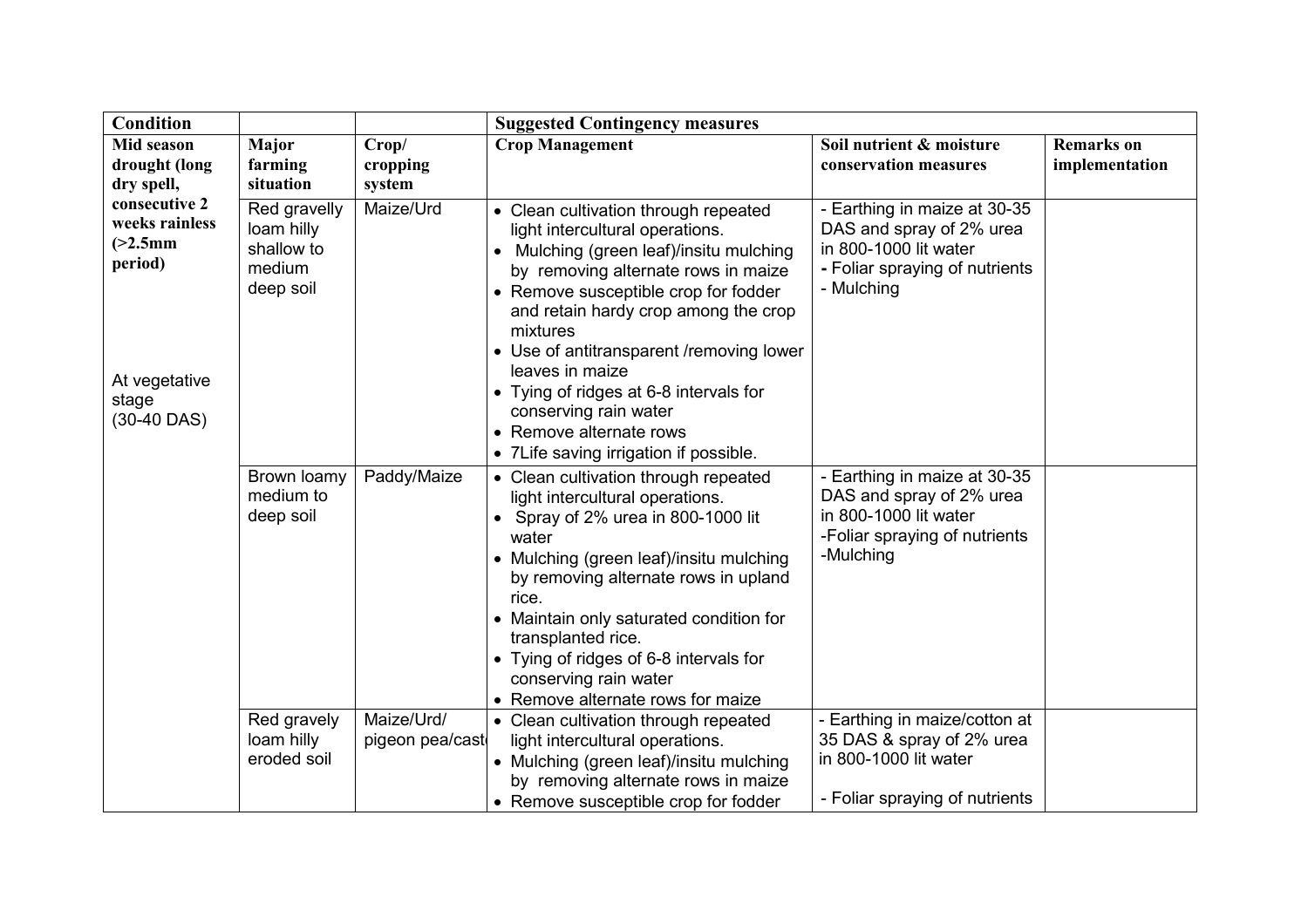| Condition | | | Suggested Contingency measures | | |
|---|---|---|---|---|---|
| Mid season drought (long dry spell, consecutive 2 weeks rainless (>2.5mm period)<br><br>At vegetative stage (30-40 DAS) | Major farming situation | Crop/ cropping system | Crop Management | Soil nutrient & moisture conservation measures | Remarks on implementation |
| | Red gravelly loam hilly shallow to medium deep soil | Maize/Urd | • Clean cultivation through repeated light intercultural operations.<br>• Mulching (green leaf)/insitu mulching by removing alternate rows in maize<br>• Remove susceptible crop for fodder and retain hardy crop among the crop mixtures<br>• Use of antitransparent /removing lower leaves in maize<br>• Tying of ridges at 6-8 intervals for conserving rain water<br>• Remove alternate rows<br>• 7Life saving irrigation if possible. | - Earthing in maize at 30-35 DAS and spray of 2% urea in 800-1000 lit water<br>- Foliar spraying of nutrients<br>- Mulching | |
| | Brown loamy medium to deep soil | Paddy/Maize | • Clean cultivation through repeated light intercultural operations.<br>• Spray of 2% urea in 800-1000 lit water<br>• Mulching (green leaf)/insitu mulching by removing alternate rows in upland rice.<br>• Maintain only saturated condition for transplanted rice.<br>• Tying of ridges of 6-8 intervals for conserving rain water<br>• Remove alternate rows for maize | - Earthing in maize at 30-35 DAS and spray of 2% urea in 800-1000 lit water<br>-Foliar spraying of nutrients<br>-Mulching | |
| | Red gravelly loam hilly eroded soil | Maize/Urd/ pigeon pea/cast | • Clean cultivation through repeated light intercultural operations.<br>• Mulching (green leaf)/insitu mulching by removing alternate rows in maize<br>• Remove susceptible crop for fodder | - Earthing in maize/cotton at 35 DAS & spray of 2% urea in 800-1000 lit water<br><br>- Foliar spraying of nutrients | |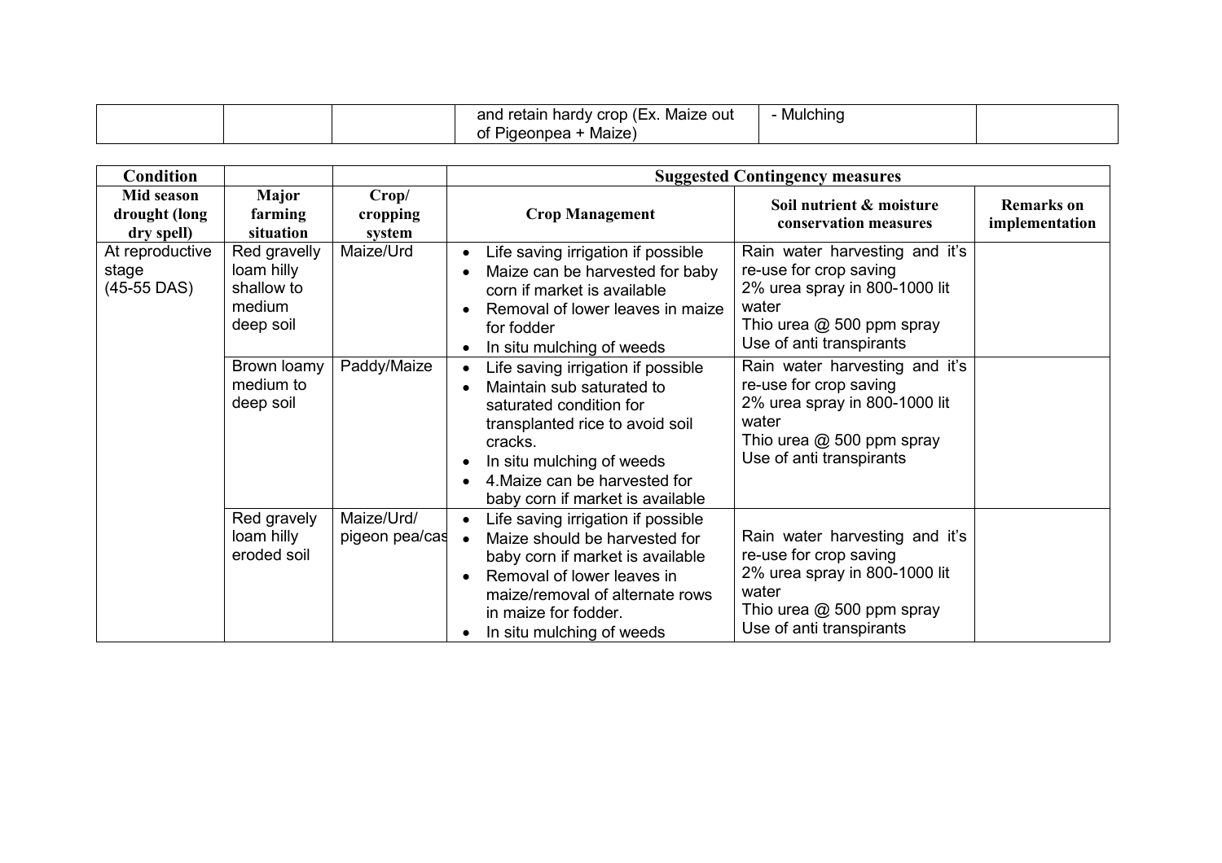| | | | and retain hardy crop (Ex. Maize out of Pigeonpea + Maize) | - Mulching | |
|---|---|---|---|---|---|

| Condition | | | Suggested Contingency measures | | |
|---|---|---|---|---|---|
| Mid season drought (long dry spell) | Major farming situation | Crop/ cropping system | Crop Management | Soil nutrient & moisture conservation measures | Remarks on implementation |
| At reproductive stage (45-55 DAS) | Red gravelly loam hilly shallow to medium deep soil | Maize/Urd | • Life saving irrigation if possible<br>• Maize can be harvested for baby corn if market is available<br>• Removal of lower leaves in maize for fodder<br>• In situ mulching of weeds | Rain water harvesting and it's re-use for crop saving<br>2% urea spray in 800-1000 lit water<br>Thio urea @ 500 ppm spray<br>Use of anti transpirants | |
| | Brown loamy medium to deep soil | Paddy/Maize | • Life saving irrigation if possible<br>• Maintain sub saturated to saturated condition for transplanted rice to avoid soil cracks.<br>• In situ mulching of weeds<br>• 4.Maize can be harvested for baby corn if market is available | Rain water harvesting and it's re-use for crop saving<br>2% urea spray in 800-1000 lit water<br>Thio urea @ 500 ppm spray<br>Use of anti transpirants | |
| | Red gravely loam hilly eroded soil | Maize/Urd/ pigeon pea/cas | • Life saving irrigation if possible<br>• Maize should be harvested for baby corn if market is available<br>• Removal of lower leaves in maize/removal of alternate rows in maize for fodder.<br>• In situ mulching of weeds | Rain water harvesting and it's re-use for crop saving<br>2% urea spray in 800-1000 lit water<br>Thio urea @ 500 ppm spray<br>Use of anti transpirants | |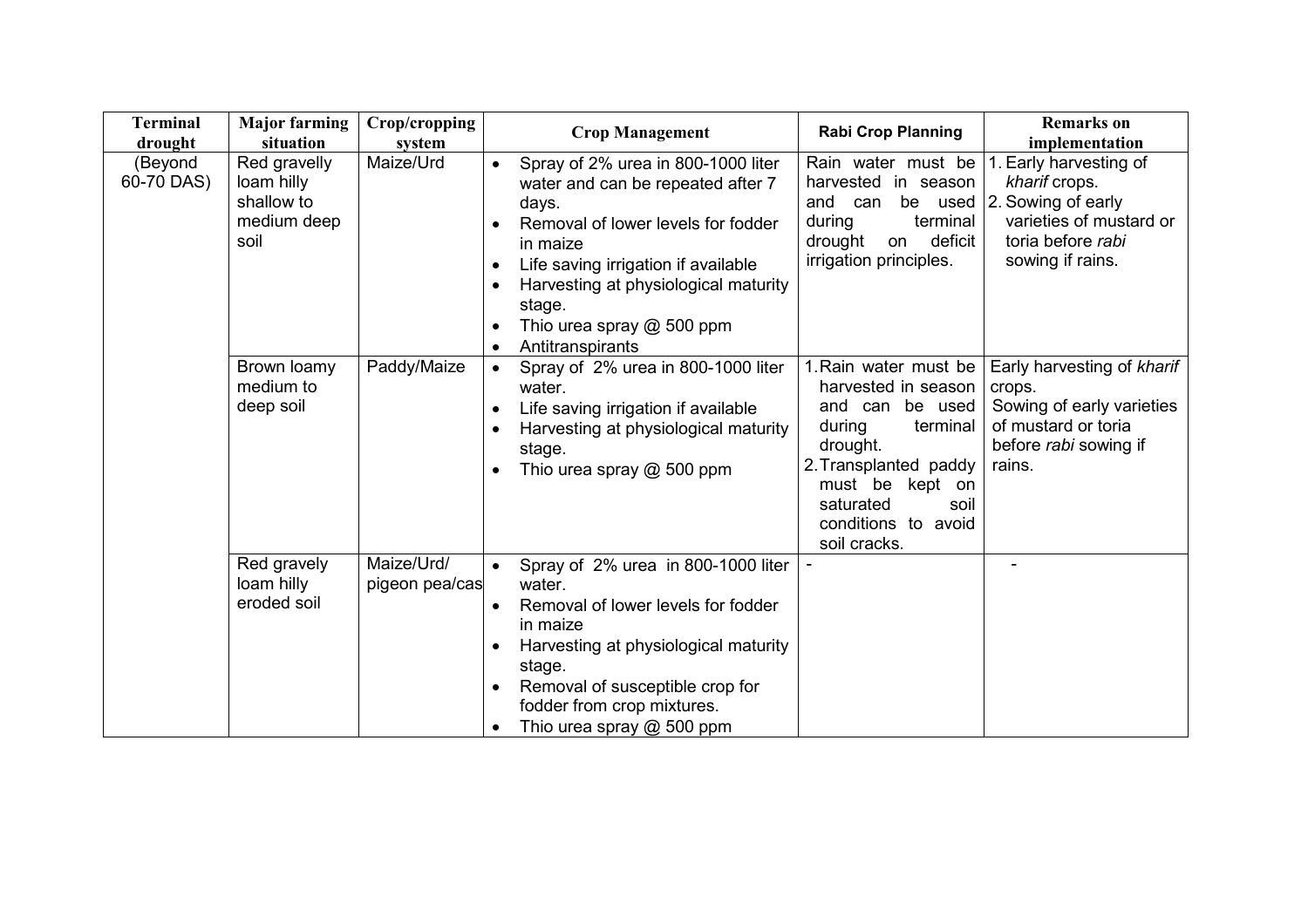| Terminal drought | Major farming situation | Crop/cropping system | Crop Management | Rabi Crop Planning | Remarks on implementation |
|---|---|---|---|---|---|
| (Beyond 60-70 DAS) | Red gravelly loam hilly shallow to medium deep soil | Maize/Urd | • Spray of 2% urea in 800-1000 liter water and can be repeated after 7 days.<br>• Removal of lower levels for fodder in maize<br>• Life saving irrigation if available<br>• Harvesting at physiological maturity stage.<br>• Thio urea spray @ 500 ppm<br>• Antitranspirants | Rain water must be harvested in season and can be used during terminal drought on deficit irrigation principles. | 1. Early harvesting of *kharif* crops.<br>2. Sowing of early varieties of mustard or toria before *rabi* sowing if rains. |
| | Brown loamy medium to deep soil | Paddy/Maize | • Spray of 2% urea in 800-1000 liter water.<br>• Life saving irrigation if available<br>• Harvesting at physiological maturity stage.<br>• Thio urea spray @ 500 ppm | 1. Rain water must be harvested in season and can be used during terminal drought.<br>2. Transplanted paddy must be kept on saturated soil conditions to avoid soil cracks. | Early harvesting of *kharif* crops.<br>Sowing of early varieties of mustard or toria before *rabi* sowing if rains. |
| | Red gravely loam hilly eroded soil | Maize/Urd/ pigeon pea/cas | • Spray of 2% urea in 800-1000 liter water.<br>• Removal of lower levels for fodder in maize<br>• Harvesting at physiological maturity stage.<br>• Removal of susceptible crop for fodder from crop mixtures.<br>• Thio urea spray @ 500 ppm | - | - |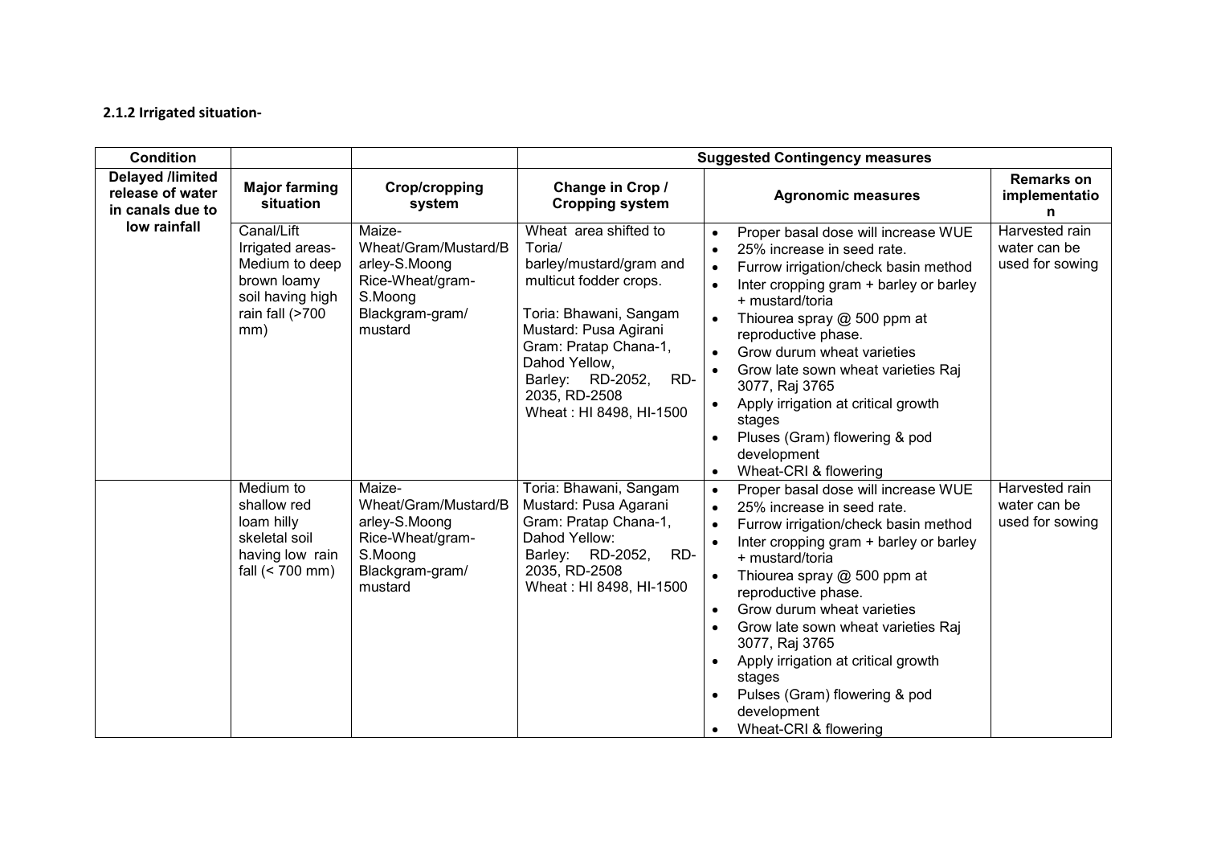### 2.1.2 Irrigated situation-

| Condition | | | Suggested Contingency measures | | |
|---|---|---|---|---|---|
| Delayed /limited release of water in canals due to low rainfall | Major farming situation | Crop/cropping system | Change in Crop / Cropping system | Agronomic measures | Remarks on implementation |
| | Canal/Lift Irrigated areas-Medium to deep brown loamy soil having high rain fall (>700 mm) | Maize-Wheat/Gram/Mustard/Barley-S.Moong<br>Rice-Wheat/gram-S.Moong<br>Blackgram-gram/mustard | Wheat area shifted to Toria/barley/mustard/gram and multicut fodder crops.<br><br>Toria: Bhawani, Sangam<br>Mustard: Pusa Agirani<br>Gram: Pratap Chana-1, Dahod Yellow,<br>Barley: RD-2052, RD-2035, RD-2508<br>Wheat : HI 8498, HI-1500 | • Proper basal dose will increase WUE<br>• 25% increase in seed rate.<br>• Furrow irrigation/check basin method<br>• Inter cropping gram + barley or barley + mustard/toria<br>• Thiourea spray @ 500 ppm at reproductive phase.<br>• Grow durum wheat varieties<br>• Grow late sown wheat varieties Raj 3077, Raj 3765<br>• Apply irrigation at critical growth stages<br>• Pluses (Gram) flowering & pod development<br>• Wheat-CRI & flowering | Harvested rain water can be used for sowing |
| | Medium to shallow red loam hilly skeletal soil having low rain fall (< 700 mm) | Maize-Wheat/Gram/Mustard/Barley-S.Moong<br>Rice-Wheat/gram-S.Moong<br>Blackgram-gram/mustard | Toria: Bhawani, Sangam<br>Mustard: Pusa Agarani<br>Gram: Pratap Chana-1, Dahod Yellow:<br>Barley: RD-2052, RD-2035, RD-2508<br>Wheat : HI 8498, HI-1500 | • Proper basal dose will increase WUE<br>• 25% increase in seed rate.<br>• Furrow irrigation/check basin method<br>• Inter cropping gram + barley or barley + mustard/toria<br>• Thiourea spray @ 500 ppm at reproductive phase.<br>• Grow durum wheat varieties<br>• Grow late sown wheat varieties Raj 3077, Raj 3765<br>• Apply irrigation at critical growth stages<br>• Pulses (Gram) flowering & pod development<br>• Wheat-CRI & flowering | Harvested rain water can be used for sowing |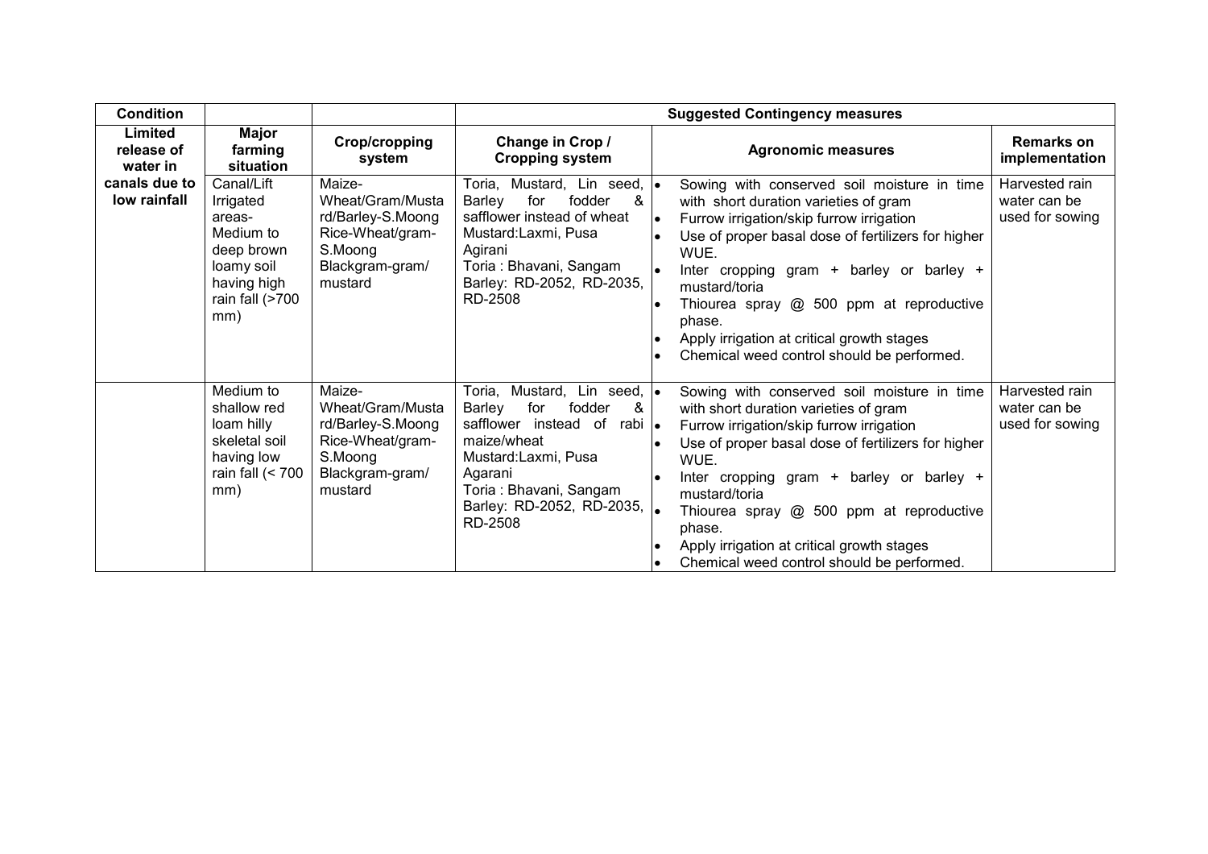| Condition | | | Suggested Contingency measures | | |
|---|---|---|---|---|---|
| **Limited release of water in canals due to low rainfall** | **Major farming situation** | **Crop/cropping system** | **Change in Crop / Cropping system** | **Agronomic measures** | **Remarks on implementation** |
| | Canal/Lift Irrigated areas- Medium to deep brown loamy soil having high rain fall (>700 mm) | Maize-Wheat/Gram/Mustard/Barley-S.Moong Rice-Wheat/gram-S.Moong Blackgram-gram/ mustard | Toria, Mustard, Lin seed, Barley for fodder & safflower instead of wheat Mustard:Laxmi, Pusa Agirani Toria : Bhavani, Sangam Barley: RD-2052, RD-2035, RD-2508 | • Sowing with conserved soil moisture in time with short duration varieties of gram<br>• Furrow irrigation/skip furrow irrigation<br>• Use of proper basal dose of fertilizers for higher WUE.<br>• Inter cropping gram + barley or barley + mustard/toria<br>• Thiourea spray @ 500 ppm at reproductive phase.<br>• Apply irrigation at critical growth stages<br>• Chemical weed control should be performed. | Harvested rain water can be used for sowing |
| | Medium to shallow red loam hilly skeletal soil having low rain fall (< 700 mm) | Maize-Wheat/Gram/Mustard/Barley-S.Moong Rice-Wheat/gram-S.Moong Blackgram-gram/ mustard | Toria, Mustard, Lin seed, Barley for fodder & safflower instead of rabi maize/wheat Mustard:Laxmi, Pusa Agarani Toria : Bhavani, Sangam Barley: RD-2052, RD-2035, RD-2508 | • Sowing with conserved soil moisture in time with short duration varieties of gram<br>• Furrow irrigation/skip furrow irrigation<br>• Use of proper basal dose of fertilizers for higher WUE.<br>• Inter cropping gram + barley or barley + mustard/toria<br>• Thiourea spray @ 500 ppm at reproductive phase.<br>• Apply irrigation at critical growth stages<br>• Chemical weed control should be performed. | Harvested rain water can be used for sowing |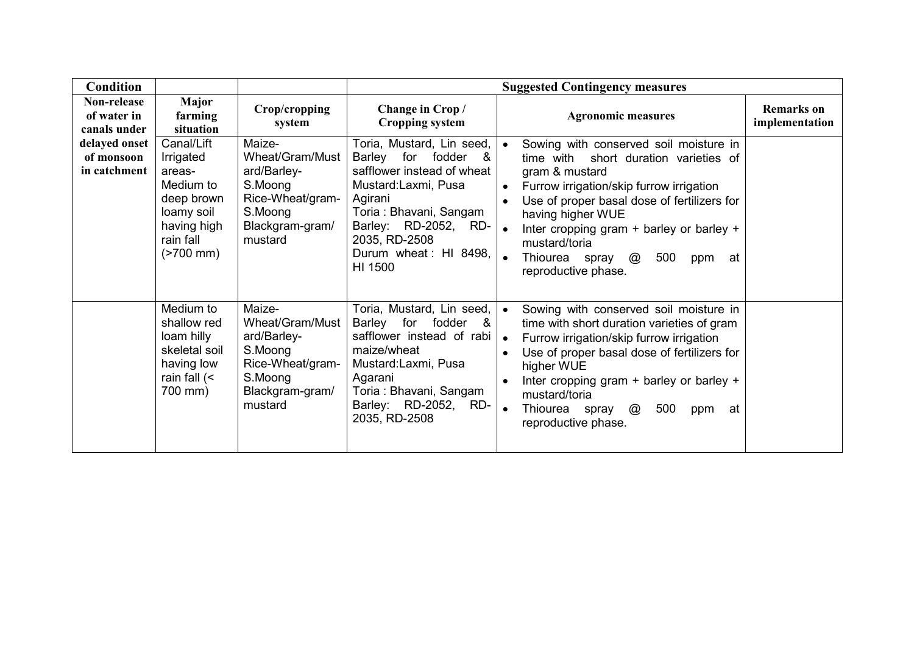| Condition | | | Suggested Contingency measures | | |
|---|---|---|---|---|---|
| **Non-release of water in canals under delayed onset of monsoon in catchment** | **Major farming situation** | **Crop/cropping system** | **Change in Crop / Cropping system** | **Agronomic measures** | **Remarks on implementation** |
| | Canal/Lift Irrigated areas- Medium to deep brown loamy soil having high rain fall (>700 mm) | Maize-Wheat/Gram/Mustard/Barley-S.Moong<br>Rice-Wheat/gram-S.Moong<br>Blackgram-gram/mustard | Toria, Mustard, Lin seed, Barley for fodder & safflower instead of wheat<br>Mustard:Laxmi, Pusa Agirani<br>Toria : Bhavani, Sangam<br>Barley: RD-2052, RD-2035, RD-2508<br>Durum wheat : HI 8498, HI 1500 | • Sowing with conserved soil moisture in time with short duration varieties of gram & mustard<br>• Furrow irrigation/skip furrow irrigation<br>• Use of proper basal dose of fertilizers for having higher WUE<br>• Inter cropping gram + barley or barley + mustard/toria<br>• Thiourea spray @ 500 ppm at reproductive phase. | |
| | Medium to shallow red loam hilly skeletal soil having low rain fall (< 700 mm) | Maize-Wheat/Gram/Mustard/Barley-S.Moong<br>Rice-Wheat/gram-S.Moong<br>Blackgram-gram/mustard | Toria, Mustard, Lin seed, Barley for fodder & safflower instead of rabi maize/wheat<br>Mustard:Laxmi, Pusa Agarani<br>Toria : Bhavani, Sangam<br>Barley: RD-2052, RD-2035, RD-2508 | • Sowing with conserved soil moisture in time with short duration varieties of gram<br>• Furrow irrigation/skip furrow irrigation<br>• Use of proper basal dose of fertilizers for higher WUE<br>• Inter cropping gram + barley or barley + mustard/toria<br>• Thiourea spray @ 500 ppm at reproductive phase. | |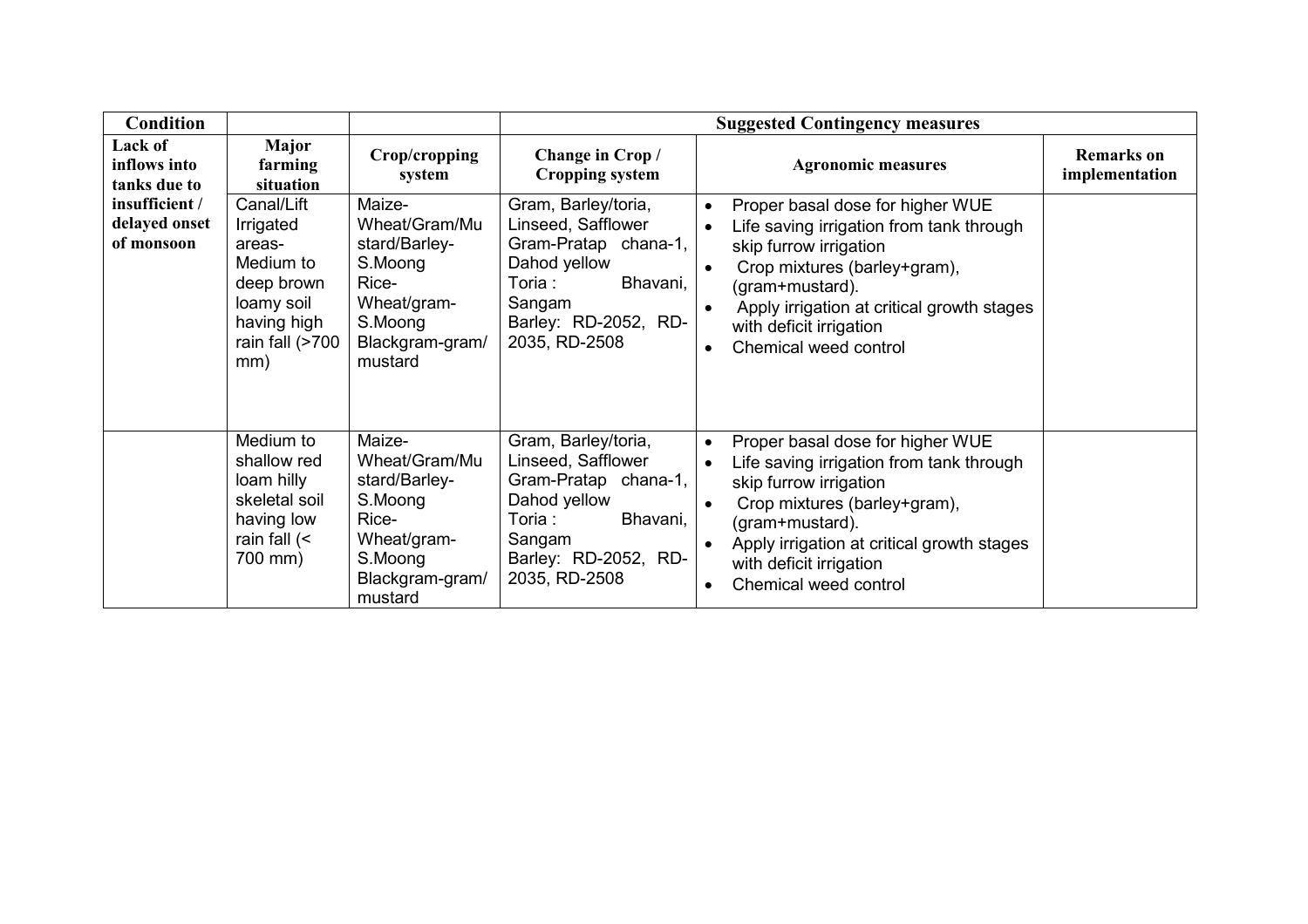| Condition | | | Suggested Contingency measures | | |
|---|---|---|---|---|---|
| **Lack of inflows into tanks due to insufficient / delayed onset of monsoon** | **Major farming situation** | **Crop/cropping system** | **Change in Crop / Cropping system** | **Agronomic measures** | **Remarks on implementation** |
| | Canal/Lift Irrigated areas- Medium to deep brown loamy soil having high rain fall (>700 mm) | Maize-Wheat/Gram/Mustard/Barley-S.Moong Rice-Wheat/gram-S.Moong Blackgram-gram/ mustard | Gram, Barley/toria, Linseed, Safflower Gram-Pratap chana-1, Dahod yellow Toria : Bhavani, Sangam Barley: RD-2052, RD-2035, RD-2508 | • Proper basal dose for higher WUE<br>• Life saving irrigation from tank through skip furrow irrigation<br>• Crop mixtures (barley+gram), (gram+mustard).<br>• Apply irrigation at critical growth stages with deficit irrigation<br>• Chemical weed control | |
| | Medium to shallow red loam hilly skeletal soil having low rain fall (< 700 mm) | Maize-Wheat/Gram/Mustard/Barley-S.Moong Rice-Wheat/gram-S.Moong Blackgram-gram/ mustard | Gram, Barley/toria, Linseed, Safflower Gram-Pratap chana-1, Dahod yellow Toria : Bhavani, Sangam Barley: RD-2052, RD-2035, RD-2508 | • Proper basal dose for higher WUE<br>• Life saving irrigation from tank through skip furrow irrigation<br>• Crop mixtures (barley+gram), (gram+mustard).<br>• Apply irrigation at critical growth stages with deficit irrigation<br>• Chemical weed control | |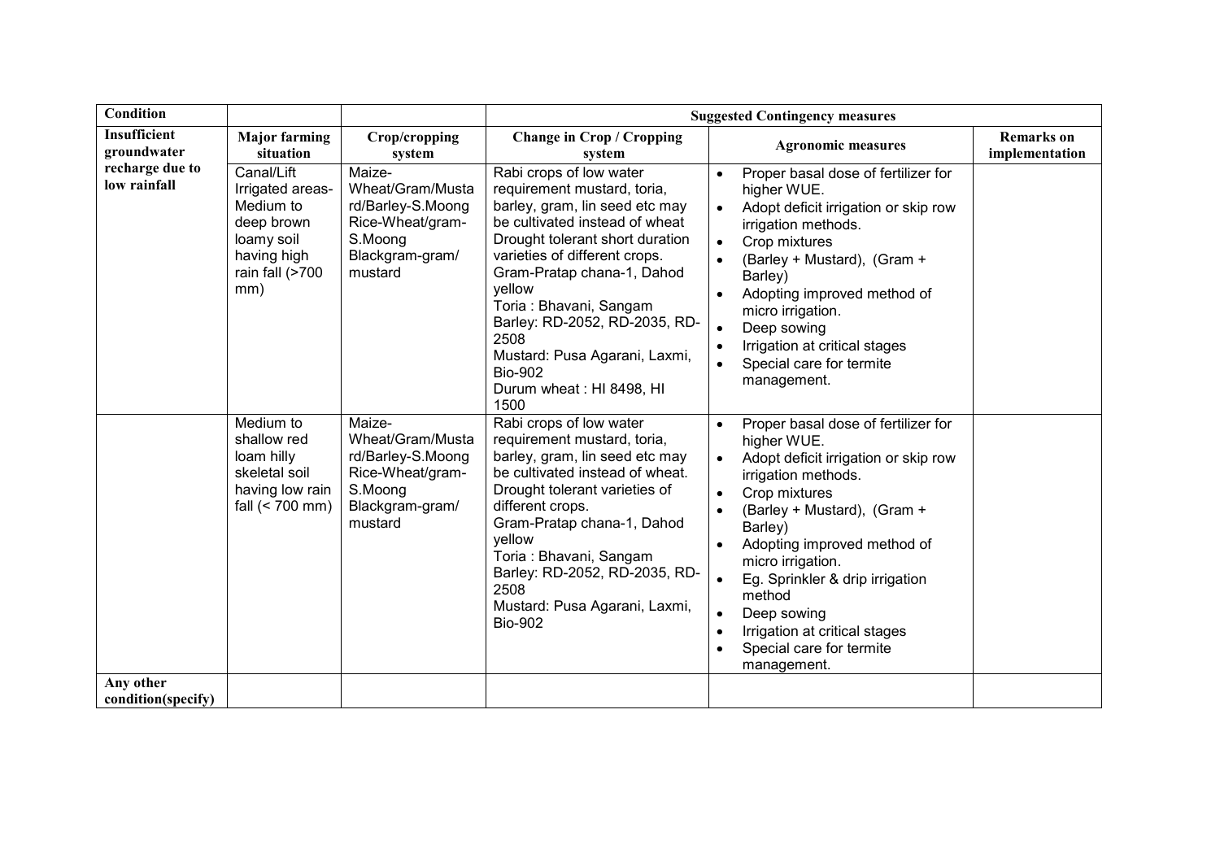| Condition | | | Suggested Contingency measures | | |
|---|---|---|---|---|---|
| **Insufficient groundwater recharge due to low rainfall** | **Major farming situation** | **Crop/cropping system** | **Change in Crop / Cropping system** | **Agronomic measures** | **Remarks on implementation** |
| | Canal/Lift Irrigated areas-Medium to deep brown loamy soil having high rain fall (>700 mm) | Maize-Wheat/Gram/Mustard/Barley-S.Moong Rice-Wheat/gram-S.Moong Blackgram-gram/ mustard | Rabi crops of low water requirement mustard, toria, barley, gram, lin seed etc may be cultivated instead of wheat Drought tolerant short duration varieties of different crops. Gram-Pratap chana-1, Dahod yellow Toria : Bhavani, Sangam Barley: RD-2052, RD-2035, RD-2508 Mustard: Pusa Agarani, Laxmi, Bio-902 Durum wheat : HI 8498, HI 1500 | • Proper basal dose of fertilizer for higher WUE. • Adopt deficit irrigation or skip row irrigation methods. • Crop mixtures • (Barley + Mustard), (Gram + Barley) • Adopting improved method of micro irrigation. • Deep sowing • Irrigation at critical stages • Special care for termite management. | |
| | Medium to shallow red loam hilly skeletal soil having low rain fall (< 700 mm) | Maize-Wheat/Gram/Mustard/Barley-S.Moong Rice-Wheat/gram-S.Moong Blackgram-gram/ mustard | Rabi crops of low water requirement mustard, toria, barley, gram, lin seed etc may be cultivated instead of wheat. Drought tolerant varieties of different crops. Gram-Pratap chana-1, Dahod yellow Toria : Bhavani, Sangam Barley: RD-2052, RD-2035, RD-2508 Mustard: Pusa Agarani, Laxmi, Bio-902 | • Proper basal dose of fertilizer for higher WUE. • Adopt deficit irrigation or skip row irrigation methods. • Crop mixtures • (Barley + Mustard), (Gram + Barley) • Adopting improved method of micro irrigation. • Eg. Sprinkler & drip irrigation method • Deep sowing • Irrigation at critical stages • Special care for termite management. | |
| **Any other condition(specify)** | | | | | |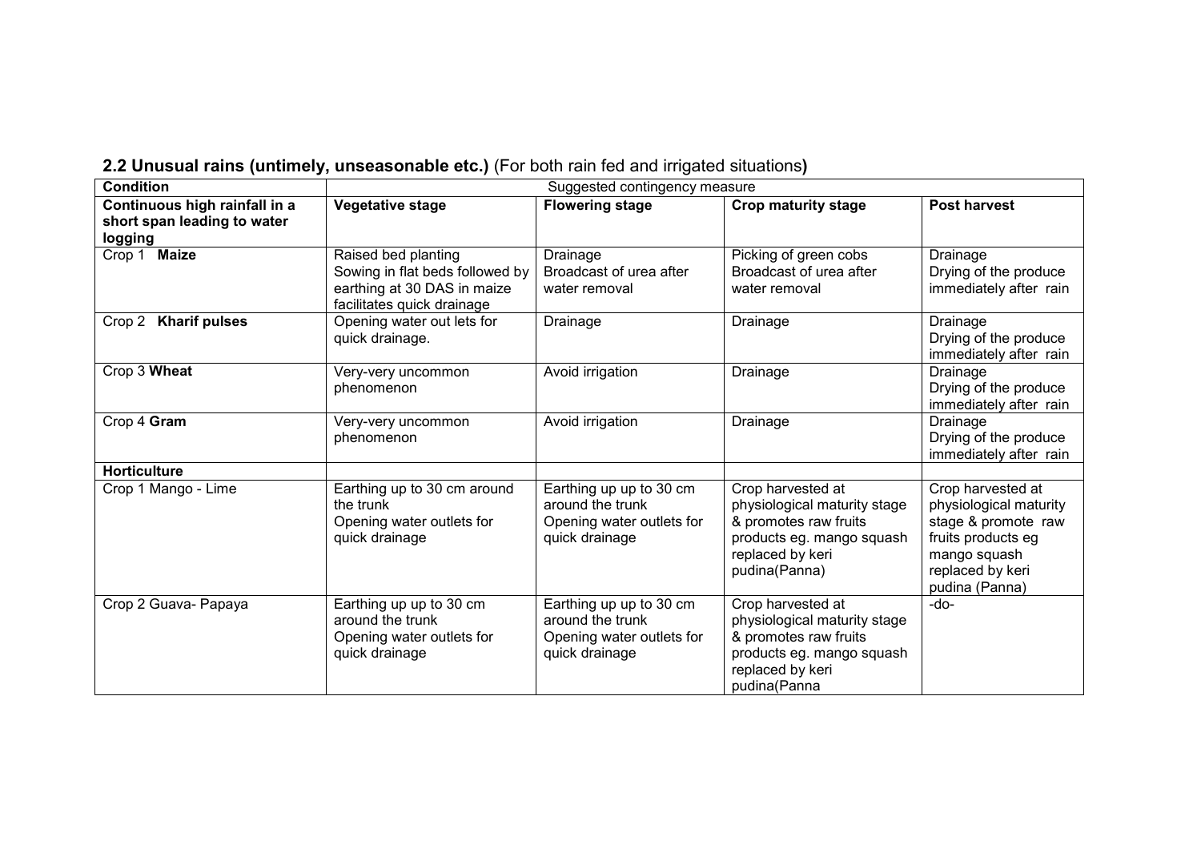## 2.2 Unusual rains (untimely, unseasonable etc.) (For both rain fed and irrigated situations)

| Condition | Suggested contingency measure | | | |
|---|---|---|---|---|
| **Continuous high rainfall in a short span leading to water logging** | **Vegetative stage** | **Flowering stage** | **Crop maturity stage** | **Post harvest** |
| Crop 1 **Maize** | Raised bed planting<br>Sowing in flat beds followed by earthing at 30 DAS in maize facilitates quick drainage | Drainage<br>Broadcast of urea after water removal | Picking of green cobs<br>Broadcast of urea after water removal | Drainage<br>Drying of the produce immediately after rain |
| Crop 2 **Kharif pulses** | Opening water out lets for quick drainage. | Drainage | Drainage | Drainage<br>Drying of the produce immediately after rain |
| Crop 3 **Wheat** | Very-very uncommon phenomenon | Avoid irrigation | Drainage | Drainage<br>Drying of the produce immediately after rain |
| Crop 4 **Gram** | Very-very uncommon phenomenon | Avoid irrigation | Drainage | Drainage<br>Drying of the produce immediately after rain |
| **Horticulture** | | | | |
| Crop 1 Mango - Lime | Earthing up up to 30 cm around the trunk<br>Opening water outlets for quick drainage | Earthing up up to 30 cm around the trunk<br>Opening water outlets for quick drainage | Crop harvested at physiological maturity stage & promotes raw fruits products eg. mango squash replaced by keri pudina(Panna) | Crop harvested at physiological maturity stage & promote raw fruits products eg mango squash replaced by keri pudina (Panna) |
| Crop 2 Guava- Papaya | Earthing up up to 30 cm around the trunk<br>Opening water outlets for quick drainage | Earthing up up to 30 cm around the trunk<br>Opening water outlets for quick drainage | Crop harvested at physiological maturity stage & promotes raw fruits products eg. mango squash replaced by keri pudina(Panna | -do- |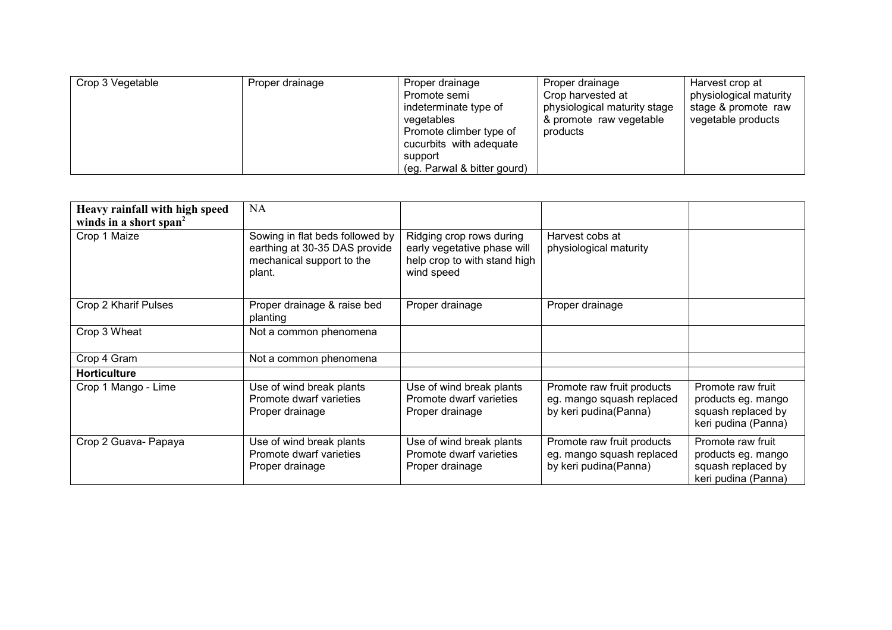| | | | | |
|---|---|---|---|---|
| Crop 3 Vegetable | Proper drainage | Proper drainage<br>Promote semi indeterminate type of vegetables<br>Promote climber type of cucurbits with adequate support<br>(eg. Parwal & bitter gourd) | Proper drainage<br>Crop harvested at physiological maturity stage & promote raw vegetable products | Harvest crop at physiological maturity stage & promote raw vegetable products |

| **Heavy rainfall with high speed winds in a short span**[2] | NA | | | |
|---|---|---|---|---|
| Crop 1 Maize | Sowing in flat beds followed by earthing at 30-35 DAS provide mechanical support to the plant. | Ridging crop rows during early vegetative phase will help crop to with stand high wind speed | Harvest cobs at physiological maturity | |
| Crop 2 Kharif Pulses | Proper drainage & raise bed planting | Proper drainage | Proper drainage | |
| Crop 3 Wheat | Not a common phenomena | | | |
| Crop 4 Gram | Not a common phenomena | | | |
| **Horticulture** | | | | |
| Crop 1 Mango - Lime | Use of wind break plants<br>Promote dwarf varieties<br>Proper drainage | Use of wind break plants<br>Promote dwarf varieties<br>Proper drainage | Promote raw fruit products eg. mango squash replaced by keri pudina(Panna) | Promote raw fruit products eg. mango squash replaced by keri pudina (Panna) |
| Crop 2 Guava- Papaya | Use of wind break plants<br>Promote dwarf varieties<br>Proper drainage | Use of wind break plants<br>Promote dwarf varieties<br>Proper drainage | Promote raw fruit products eg. mango squash replaced by keri pudina(Panna) | Promote raw fruit products eg. mango squash replaced by keri pudina (Panna) |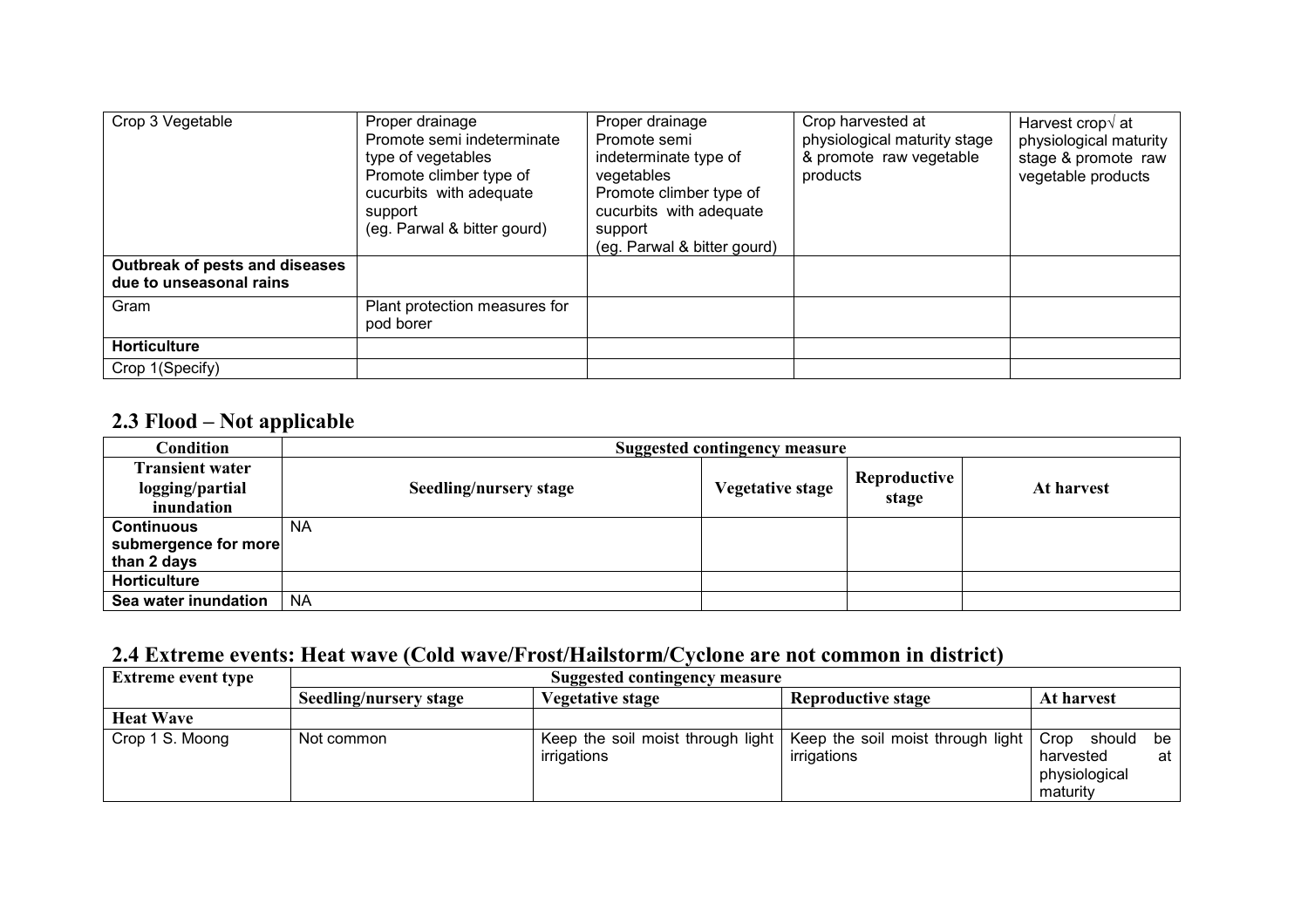| Crop 3 Vegetable | Proper drainage<br>Promote semi indeterminate type of vegetables<br>Promote climber type of cucurbits with adequate support<br>(eg. Parwal & bitter gourd) | Proper drainage<br>Promote semi indeterminate type of vegetables<br>Promote climber type of cucurbits with adequate support<br>(eg. Parwal & bitter gourd) | Crop harvested at physiological maturity stage & promote raw vegetable products | Harvest crop√ at physiological maturity stage & promote raw vegetable products |
|---|---|---|---|---|
| **Outbreak of pests and diseases due to unseasonal rains** | | | | |
| Gram | Plant protection measures for pod borer | | | |
| **Horticulture** | | | | |
| Crop 1(Specify) | | | | |

## 2.3 Flood – Not applicable

| Condition | Suggested contingency measure | | | |
|---|---|---|---|---|
| **Transient water logging/partial inundation** | **Seedling/nursery stage** | **Vegetative stage** | **Reproductive stage** | **At harvest** |
| **Continuous submergence for more than 2 days** | NA | | | |
| **Horticulture** | | | | |
| **Sea water inundation** | NA | | | |

## 2.4 Extreme events: Heat wave (Cold wave/Frost/Hailstorm/Cyclone are not common in district)

| Extreme event type | Suggested contingency measure | | | |
|---|---|---|---|---|
| | **Seedling/nursery stage** | **Vegetative stage** | **Reproductive stage** | **At harvest** |
| **Heat Wave** | | | | |
| Crop 1 S. Moong | Not common | Keep the soil moist through light irrigations | Keep the soil moist through light irrigations | Crop should be harvested at physiological maturity |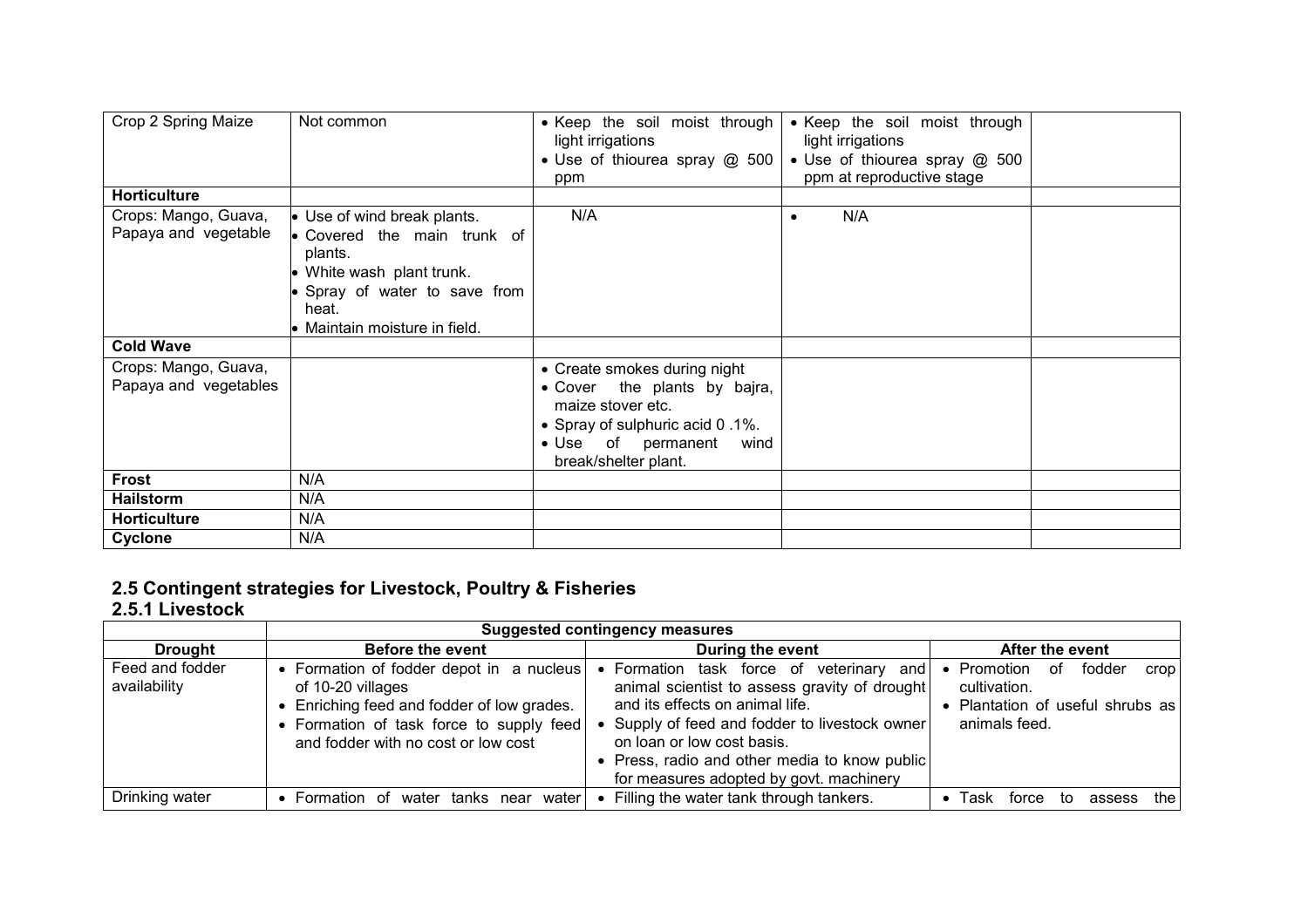| Crop 2 Spring Maize | Not common | • Keep the soil moist through light irrigations<br>• Use of thiourea spray @ 500 ppm | • Keep the soil moist through light irrigations<br>• Use of thiourea spray @ 500 ppm at reproductive stage | |
|---|---|---|---|---|
| **Horticulture** | | | | |
| Crops: Mango, Guava, Papaya and vegetable | • Use of wind break plants.<br>• Covered the main trunk of plants.<br>• White wash plant trunk.<br>• Spray of water to save from heat.<br>• Maintain moisture in field. | N/A | • N/A | |
| **Cold Wave** | | | | |
| Crops: Mango, Guava, Papaya and vegetables | | • Create smokes during night<br>• Cover the plants by bajra, maize stover etc.<br>• Spray of sulphuric acid 0 .1%.<br>• Use of permanent wind break/shelter plant. | | |
| **Frost** | N/A | | | |
| **Hailstorm** | N/A | | | |
| **Horticulture** | N/A | | | |
| **Cyclone** | N/A | | | |

## 2.5 Contingent strategies for Livestock, Poultry & Fisheries

### 2.5.1 Livestock

| | **Suggested contingency measures** | | |
|---|---|---|---|
| **Drought** | **Before the event** | **During the event** | **After the event** |
| Feed and fodder availability | • Formation of fodder depot in a nucleus of 10-20 villages<br>• Enriching feed and fodder of low grades.<br>• Formation of task force to supply feed and fodder with no cost or low cost | • Formation task force of veterinary and animal scientist to assess gravity of drought and its effects on animal life.<br>• Supply of feed and fodder to livestock owner on loan or low cost basis.<br>• Press, radio and other media to know public for measures adopted by govt. machinery | • Promotion of fodder crop cultivation.<br>• Plantation of useful shrubs as animals feed. |
| Drinking water | • Formation of water tanks near water | • Filling the water tank through tankers. | • Task force to assess the |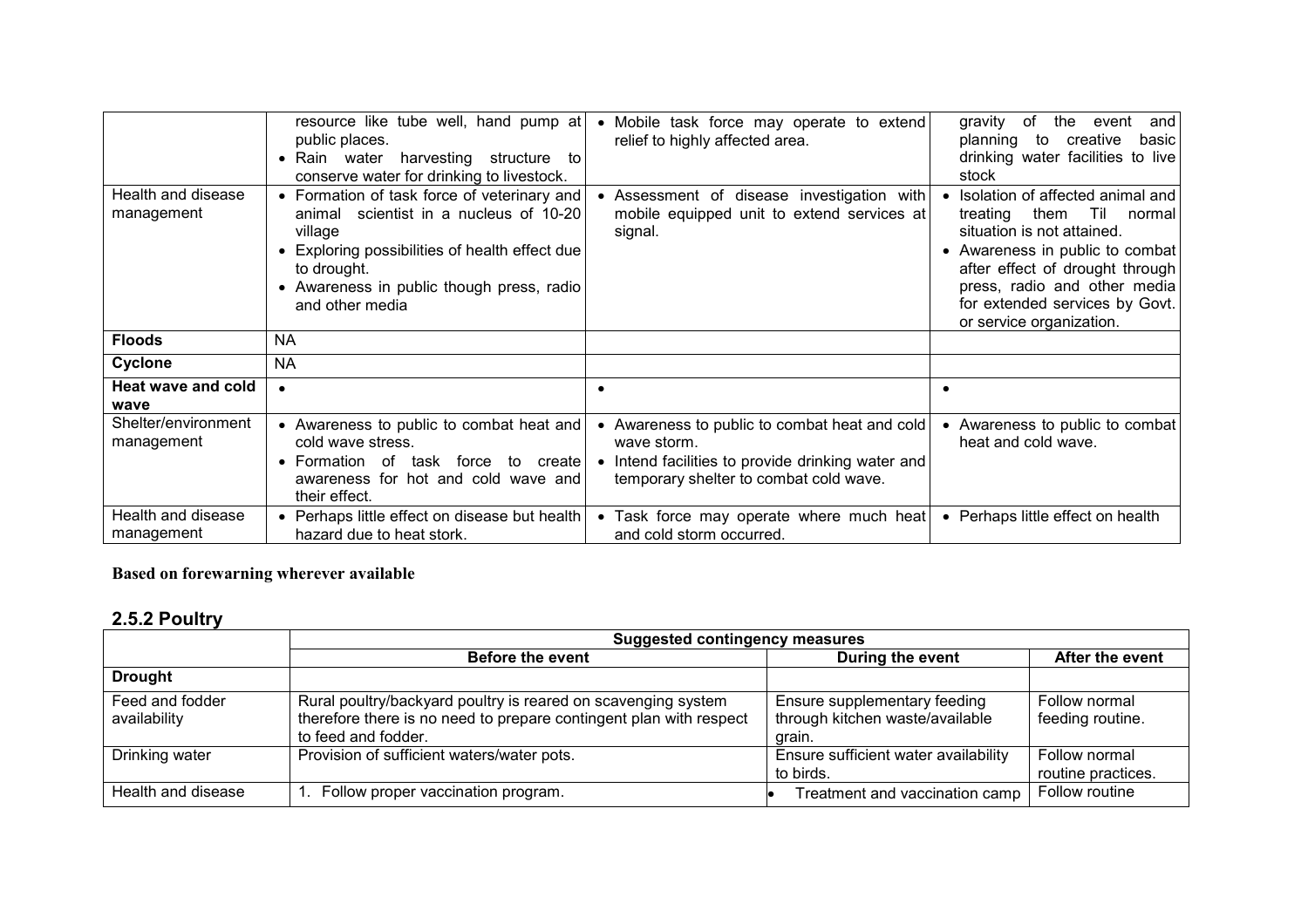| | | | |
|---|---|---|---|
| | resource like tube well, hand pump at public places.<br>• Rain water harvesting structure to conserve water for drinking to livestock. | • Mobile task force may operate to extend relief to highly affected area. | gravity of the event and planning to creative basic drinking water facilities to live stock |
| Health and disease management | • Formation of task force of veterinary and animal scientist in a nucleus of 10-20 village<br>• Exploring possibilities of health effect due to drought.<br>• Awareness in public though press, radio and other media | • Assessment of disease investigation with mobile equipped unit to extend services at signal. | • Isolation of affected animal and treating them Til normal situation is not attained.<br>• Awareness in public to combat after effect of drought through press, radio and other media for extended services by Govt. or service organization. |
| **Floods** | NA | | |
| **Cyclone** | NA | | |
| **Heat wave and cold wave** | • | • | • |
| Shelter/environment management | • Awareness to public to combat heat and cold wave stress.<br>• Formation of task force to create awareness for hot and cold wave and their effect. | • Awareness to public to combat heat and cold wave storm.<br>• Intend facilities to provide drinking water and temporary shelter to combat cold wave. | • Awareness to public to combat heat and cold wave. |
| Health and disease management | • Perhaps little effect on disease but health hazard due to heat stork. | • Task force may operate where much heat and cold storm occurred. | • Perhaps little effect on health |

**Based on forewarning wherever available**

## 2.5.2 Poultry

| | Suggested contingency measures | | |
|---|---|---|---|
| | **Before the event** | **During the event** | **After the event** |
| **Drought** | | | |
| Feed and fodder availability | Rural poultry/backyard poultry is reared on scavenging system therefore there is no need to prepare contingent plan with respect to feed and fodder. | Ensure supplementary feeding through kitchen waste/available grain. | Follow normal feeding routine. |
| Drinking water | Provision of sufficient waters/water pots. | Ensure sufficient water availability to birds. | Follow normal routine practices. |
| Health and disease | 1. Follow proper vaccination program. | • Treatment and vaccination camp | Follow routine |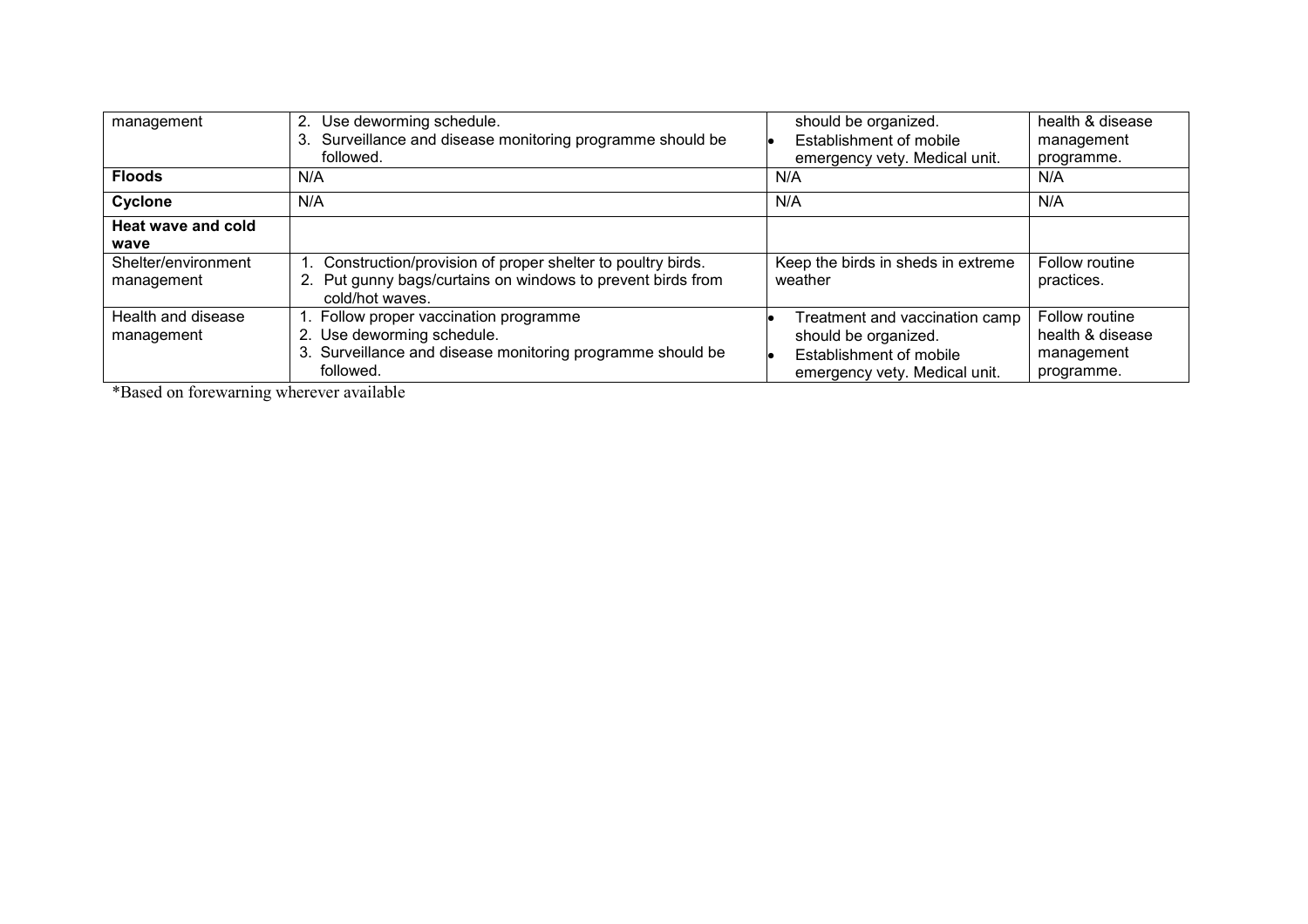| | | | |
|---|---|---|---|
| management | 2. Use deworming schedule.<br>3. Surveillance and disease monitoring programme should be followed. | should be organized.<br>• Establishment of mobile emergency vety. Medical unit. | health & disease management programme. |
| **Floods** | N/A | N/A | N/A |
| **Cyclone** | N/A | N/A | N/A |
| **Heat wave and cold wave** | | | |
| Shelter/environment management | 1. Construction/provision of proper shelter to poultry birds.<br>2. Put gunny bags/curtains on windows to prevent birds from cold/hot waves. | Keep the birds in sheds in extreme weather | Follow routine practices. |
| Health and disease management | 1. Follow proper vaccination programme<br>2. Use deworming schedule.<br>3. Surveillance and disease monitoring programme should be followed. | • Treatment and vaccination camp should be organized.<br>• Establishment of mobile emergency vety. Medical unit. | Follow routine health & disease management programme. |

*Based on forewarning wherever available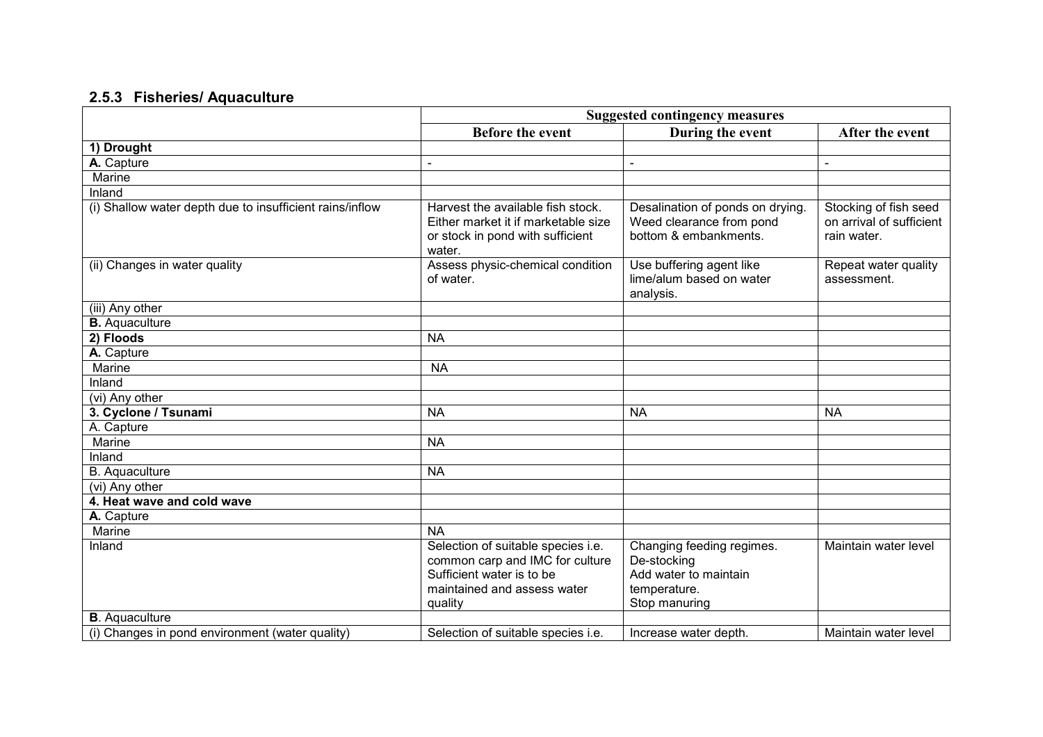### 2.5.3 Fisheries/ Aquaculture

| | Suggested contingency measures | | |
|---|---|---|---|
| | **Before the event** | **During the event** | **After the event** |
| **1) Drought** | | | |
| **A.** Capture | - | - | - |
| Marine | | | |
| Inland | | | |
| (i) Shallow water depth due to insufficient rains/inflow | Harvest the available fish stock. Either market it if marketable size or stock in pond with sufficient water. | Desalination of ponds on drying. Weed clearance from pond bottom & embankments. | Stocking of fish seed on arrival of sufficient rain water. |
| (ii) Changes in water quality | Assess physic-chemical condition of water. | Use buffering agent like lime/alum based on water analysis. | Repeat water quality assessment. |
| (iii) Any other | | | |
| **B.** Aquaculture | | | |
| **2) Floods** | NA | | |
| **A.** Capture | | | |
| Marine | NA | | |
| Inland | | | |
| (vi) Any other | | | |
| **3. Cyclone / Tsunami** | NA | NA | NA |
| A. Capture | | | |
| Marine | NA | | |
| Inland | | | |
| B. Aquaculture | NA | | |
| (vi) Any other | | | |
| **4. Heat wave and cold wave** | | | |
| **A.** Capture | | | |
| Marine | NA | | |
| Inland | Selection of suitable species i.e. common carp and IMC for culture Sufficient water is to be maintained and assess water quality | Changing feeding regimes. De-stocking Add water to maintain temperature. Stop manuring | Maintain water level |
| **B**. Aquaculture | | | |
| (i) Changes in pond environment (water quality) | Selection of suitable species i.e. | Increase water depth. | Maintain water level |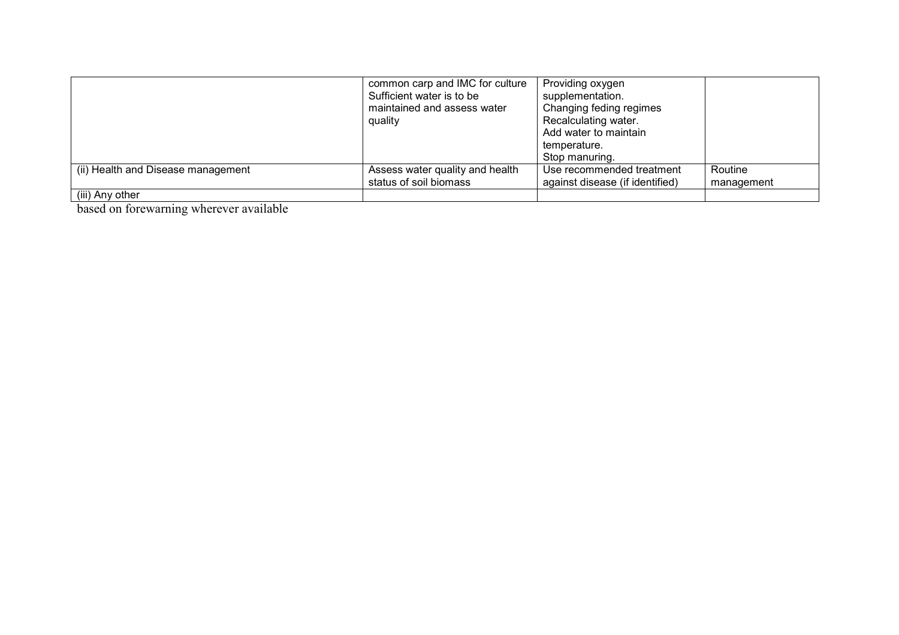| | | | |
|---|---|---|---|
| | common carp and IMC for culture<br>Sufficient water is to be maintained and assess water quality | Providing oxygen supplementation.<br>Changing feding regimes<br>Recalculating water.<br>Add water to maintain temperature.<br>Stop manuring. | |
| (ii) Health and Disease management | Assess water quality and health status of soil biomass | Use recommended treatment against disease (if identified) | Routine management |
| (iii) Any other | | | |

based on forewarning wherever available